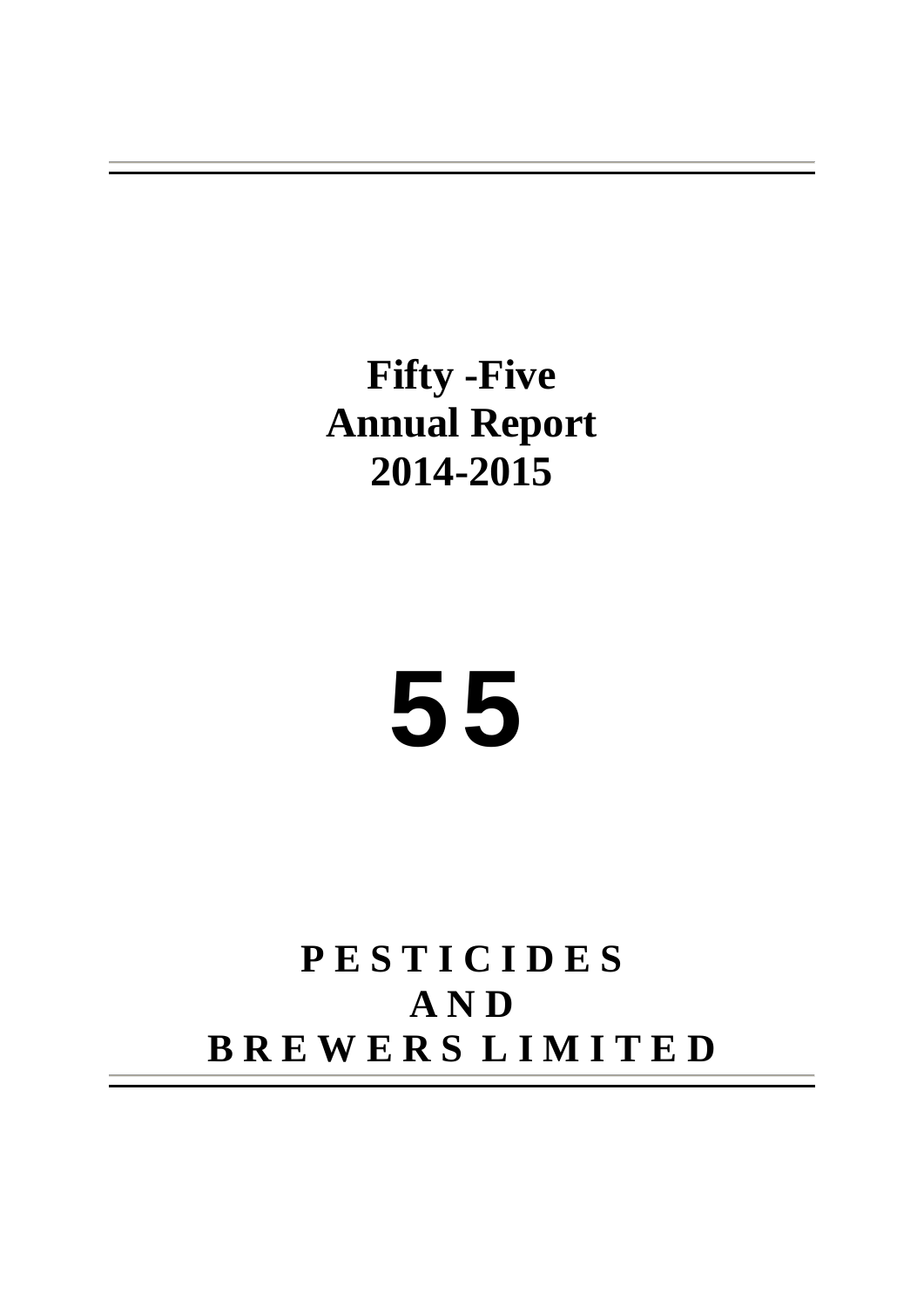# Fifty -Five
# Annual Report
# 2014-2015

# 55

**PESTICIDES**
**AND**
**BREWERS LIMITED**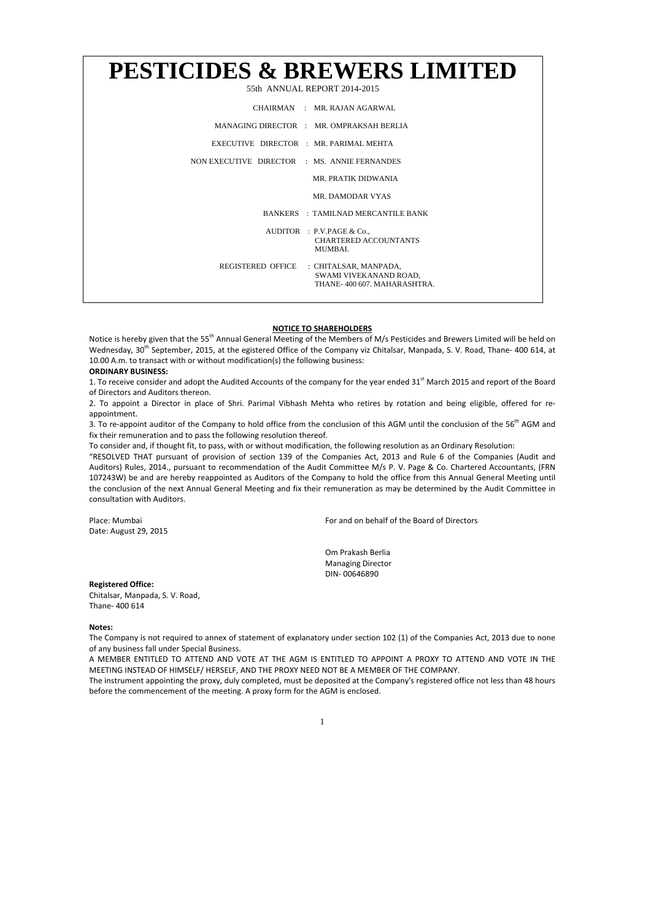# PESTICIDES & BREWERS LIMITED

55th ANNUAL REPORT 2014-2015

CHAIRMAN : MR. RAJAN AGARWAL

MANAGING DIRECTOR : MR. OMPRAKSAH BERLIA

EXECUTIVE DIRECTOR : MR. PARIMAL MEHTA

NON EXECUTIVE DIRECTOR : MS. ANNIE FERNANDES

MR. PRATIK DIDWANIA

MR. DAMODAR VYAS

BANKERS : TAMILNAD MERCANTILE BANK

AUDITOR : P.V.PAGE & Co.,
CHARTERED ACCOUNTANTS
MUMBAI.

REGISTERED OFFICE : CHITALSAR, MANPADA,
SWAMI VIVEKANAND ROAD,
THANE- 400 607. MAHARASHTRA.

## NOTICE TO SHAREHOLDERS

Notice is hereby given that the 55th Annual General Meeting of the Members of M/s Pesticides and Brewers Limited will be held on Wednesday, 30th September, 2015, at the egistered Office of the Company viz Chitalsar, Manpada, S. V. Road, Thane- 400 614, at 10.00 A.m. to transact with or without modification(s) the following business:

**ORDINARY BUSINESS:**

1. To receive consider and adopt the Audited Accounts of the company for the year ended 31st March 2015 and report of the Board of Directors and Auditors thereon.
2. To appoint a Director in place of Shri. Parimal Vibhash Mehta who retires by rotation and being eligible, offered for re-appointment.
3. To re-appoint auditor of the Company to hold office from the conclusion of this AGM until the conclusion of the 56th AGM and fix their remuneration and to pass the following resolution thereof.

To consider and, if thought fit, to pass, with or without modification, the following resolution as an Ordinary Resolution:

"RESOLVED THAT pursuant of provision of section 139 of the Companies Act, 2013 and Rule 6 of the Companies (Audit and Auditors) Rules, 2014., pursuant to recommendation of the Audit Committee M/s P. V. Page & Co. Chartered Accountants, (FRN 107243W) be and are hereby reappointed as Auditors of the Company to hold the office from this Annual General Meeting until the conclusion of the next Annual General Meeting and fix their remuneration as may be determined by the Audit Committee in consultation with Auditors.

Place: Mumbai
Date: August 29, 2015

For and on behalf of the Board of Directors

Om Prakash Berlia
Managing Director
DIN- 00646890

**Registered Office:**
Chitalsar, Manpada, S. V. Road,
Thane- 400 614

**Notes:**

The Company is not required to annex of statement of explanatory under section 102 (1) of the Companies Act, 2013 due to none of any business fall under Special Business.

A MEMBER ENTITLED TO ATTEND AND VOTE AT THE AGM IS ENTITLED TO APPOINT A PROXY TO ATTEND AND VOTE IN THE MEETING INSTEAD OF HIMSELF/ HERSELF, AND THE PROXY NEED NOT BE A MEMBER OF THE COMPANY.

The instrument appointing the proxy, duly completed, must be deposited at the Company's registered office not less than 48 hours before the commencement of the meeting. A proxy form for the AGM is enclosed.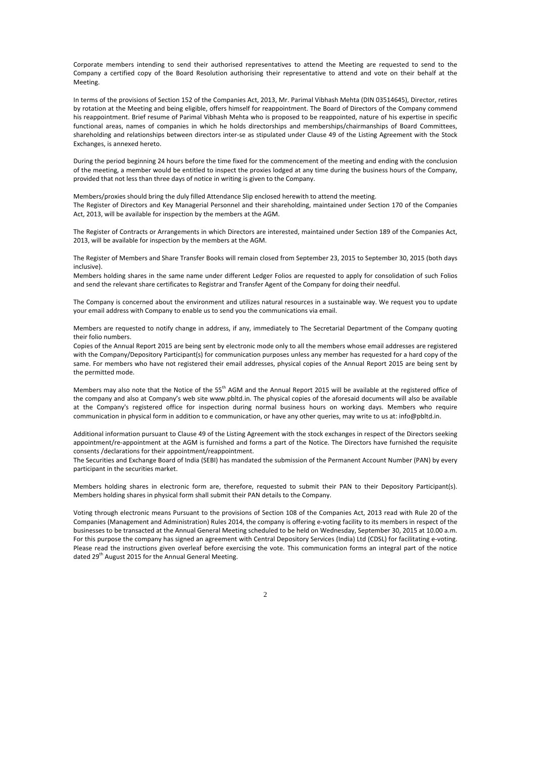Corporate members intending to send their authorised representatives to attend the Meeting are requested to send to the Company a certified copy of the Board Resolution authorising their representative to attend and vote on their behalf at the Meeting.

In terms of the provisions of Section 152 of the Companies Act, 2013, Mr. Parimal Vibhash Mehta (DIN 03514645), Director, retires by rotation at the Meeting and being eligible, offers himself for reappointment. The Board of Directors of the Company commend his reappointment. Brief resume of Parimal Vibhash Mehta who is proposed to be reappointed, nature of his expertise in specific functional areas, names of companies in which he holds directorships and memberships/chairmanships of Board Committees, shareholding and relationships between directors inter-se as stipulated under Clause 49 of the Listing Agreement with the Stock Exchanges, is annexed hereto.

During the period beginning 24 hours before the time fixed for the commencement of the meeting and ending with the conclusion of the meeting, a member would be entitled to inspect the proxies lodged at any time during the business hours of the Company, provided that not less than three days of notice in writing is given to the Company.

Members/proxies should bring the duly filled Attendance Slip enclosed herewith to attend the meeting.
The Register of Directors and Key Managerial Personnel and their shareholding, maintained under Section 170 of the Companies Act, 2013, will be available for inspection by the members at the AGM.

The Register of Contracts or Arrangements in which Directors are interested, maintained under Section 189 of the Companies Act, 2013, will be available for inspection by the members at the AGM.

The Register of Members and Share Transfer Books will remain closed from September 23, 2015 to September 30, 2015 (both days inclusive).
Members holding shares in the same name under different Ledger Folios are requested to apply for consolidation of such Folios and send the relevant share certificates to Registrar and Transfer Agent of the Company for doing their needful.

The Company is concerned about the environment and utilizes natural resources in a sustainable way. We request you to update your email address with Company to enable us to send you the communications via email.

Members are requested to notify change in address, if any, immediately to The Secretarial Department of the Company quoting their folio numbers.
Copies of the Annual Report 2015 are being sent by electronic mode only to all the members whose email addresses are registered with the Company/Depository Participant(s) for communication purposes unless any member has requested for a hard copy of the same. For members who have not registered their email addresses, physical copies of the Annual Report 2015 are being sent by the permitted mode.

Members may also note that the Notice of the 55th AGM and the Annual Report 2015 will be available at the registered office of the company and also at Company's web site www.pbltd.in. The physical copies of the aforesaid documents will also be available at the Company's registered office for inspection during normal business hours on working days. Members who require communication in physical form in addition to e communication, or have any other queries, may write to us at: info@pbltd.in.

Additional information pursuant to Clause 49 of the Listing Agreement with the stock exchanges in respect of the Directors seeking appointment/re-appointment at the AGM is furnished and forms a part of the Notice. The Directors have furnished the requisite consents /declarations for their appointment/reappointment.
The Securities and Exchange Board of India (SEBI) has mandated the submission of the Permanent Account Number (PAN) by every participant in the securities market.

Members holding shares in electronic form are, therefore, requested to submit their PAN to their Depository Participant(s). Members holding shares in physical form shall submit their PAN details to the Company.

Voting through electronic means Pursuant to the provisions of Section 108 of the Companies Act, 2013 read with Rule 20 of the Companies (Management and Administration) Rules 2014, the company is offering e-voting facility to its members in respect of the businesses to be transacted at the Annual General Meeting scheduled to be held on Wednesday, September 30, 2015 at 10.00 a.m. For this purpose the company has signed an agreement with Central Depository Services (India) Ltd (CDSL) for facilitating e-voting. Please read the instructions given overleaf before exercising the vote. This communication forms an integral part of the notice dated 29th August 2015 for the Annual General Meeting.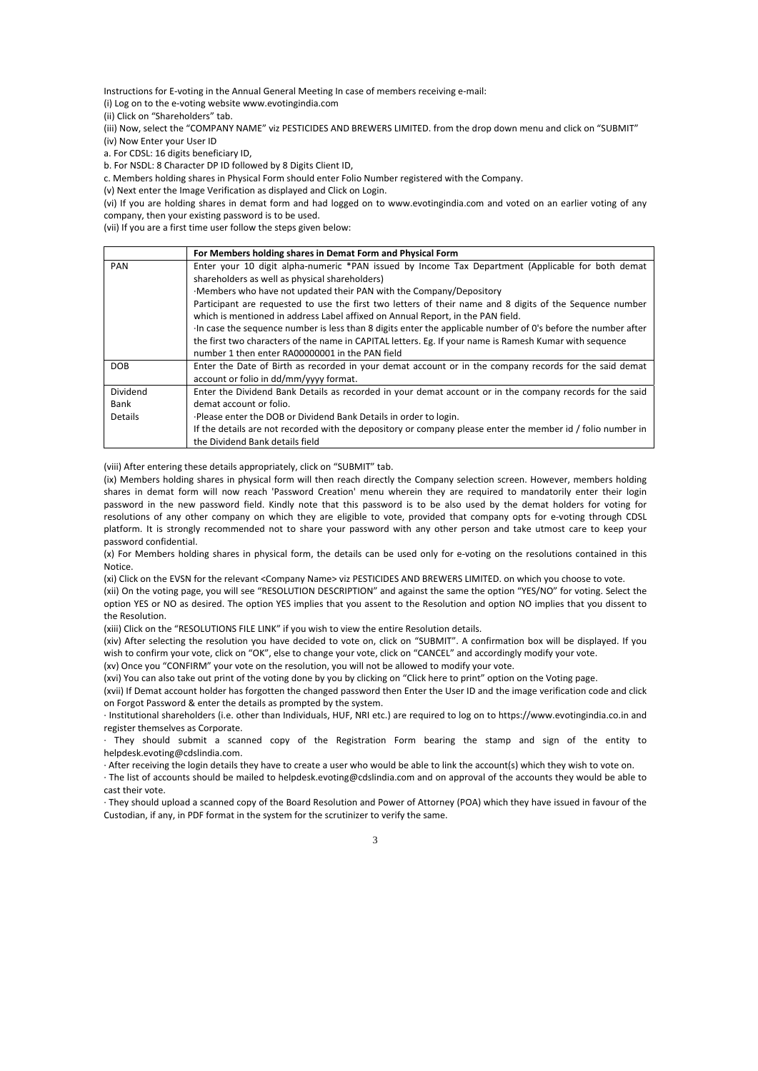Instructions for E-voting in the Annual General Meeting In case of members receiving e-mail:

(i) Log on to the e-voting website www.evotingindia.com

(ii) Click on "Shareholders" tab.

(iii) Now, select the "COMPANY NAME" viz PESTICIDES AND BREWERS LIMITED. from the drop down menu and click on "SUBMIT"

(iv) Now Enter your User ID

a. For CDSL: 16 digits beneficiary ID,

b. For NSDL: 8 Character DP ID followed by 8 Digits Client ID,

c. Members holding shares in Physical Form should enter Folio Number registered with the Company.

(v) Next enter the Image Verification as displayed and Click on Login.

(vi) If you are holding shares in demat form and had logged on to www.evotingindia.com and voted on an earlier voting of any company, then your existing password is to be used.

(vii) If you are a first time user follow the steps given below:

| | For Members holding shares in Demat Form and Physical Form |
|---|---|
| PAN | Enter your 10 digit alpha-numeric *PAN issued by Income Tax Department (Applicable for both demat shareholders as well as physical shareholders)<br>·Members who have not updated their PAN with the Company/Depository<br>Participant are requested to use the first two letters of their name and 8 digits of the Sequence number which is mentioned in address Label affixed on Annual Report, in the PAN field.<br>·In case the sequence number is less than 8 digits enter the applicable number of 0's before the number after the first two characters of the name in CAPITAL letters. Eg. If your name is Ramesh Kumar with sequence number 1 then enter RA00000001 in the PAN field |
| DOB | Enter the Date of Birth as recorded in your demat account or in the company records for the said demat account or folio in dd/mm/yyyy format. |
| Dividend Bank Details | Enter the Dividend Bank Details as recorded in your demat account or in the company records for the said demat account or folio.<br>·Please enter the DOB or Dividend Bank Details in order to login.<br>If the details are not recorded with the depository or company please enter the member id / folio number in the Dividend Bank details field |

(viii) After entering these details appropriately, click on "SUBMIT" tab.

(ix) Members holding shares in physical form will then reach directly the Company selection screen. However, members holding shares in demat form will now reach 'Password Creation' menu wherein they are required to mandatorily enter their login password in the new password field. Kindly note that this password is to be also used by the demat holders for voting for resolutions of any other company on which they are eligible to vote, provided that company opts for e-voting through CDSL platform. It is strongly recommended not to share your password with any other person and take utmost care to keep your password confidential.

(x) For Members holding shares in physical form, the details can be used only for e-voting on the resolutions contained in this Notice.

(xi) Click on the EVSN for the relevant <Company Name> viz PESTICIDES AND BREWERS LIMITED. on which you choose to vote.

(xii) On the voting page, you will see "RESOLUTION DESCRIPTION" and against the same the option "YES/NO" for voting. Select the option YES or NO as desired. The option YES implies that you assent to the Resolution and option NO implies that you dissent to the Resolution.

(xiii) Click on the "RESOLUTIONS FILE LINK" if you wish to view the entire Resolution details.

(xiv) After selecting the resolution you have decided to vote on, click on "SUBMIT". A confirmation box will be displayed. If you wish to confirm your vote, click on "OK", else to change your vote, click on "CANCEL" and accordingly modify your vote.

(xv) Once you "CONFIRM" your vote on the resolution, you will not be allowed to modify your vote.

(xvi) You can also take out print of the voting done by you by clicking on "Click here to print" option on the Voting page.

(xvii) If Demat account holder has forgotten the changed password then Enter the User ID and the image verification code and click on Forgot Password & enter the details as prompted by the system.

· Institutional shareholders (i.e. other than Individuals, HUF, NRI etc.) are required to log on to https://www.evotingindia.co.in and register themselves as Corporate.

· They should submit a scanned copy of the Registration Form bearing the stamp and sign of the entity to helpdesk.evoting@cdslindia.com.

· After receiving the login details they have to create a user who would be able to link the account(s) which they wish to vote on.

· The list of accounts should be mailed to helpdesk.evoting@cdslindia.com and on approval of the accounts they would be able to cast their vote.

· They should upload a scanned copy of the Board Resolution and Power of Attorney (POA) which they have issued in favour of the Custodian, if any, in PDF format in the system for the scrutinizer to verify the same.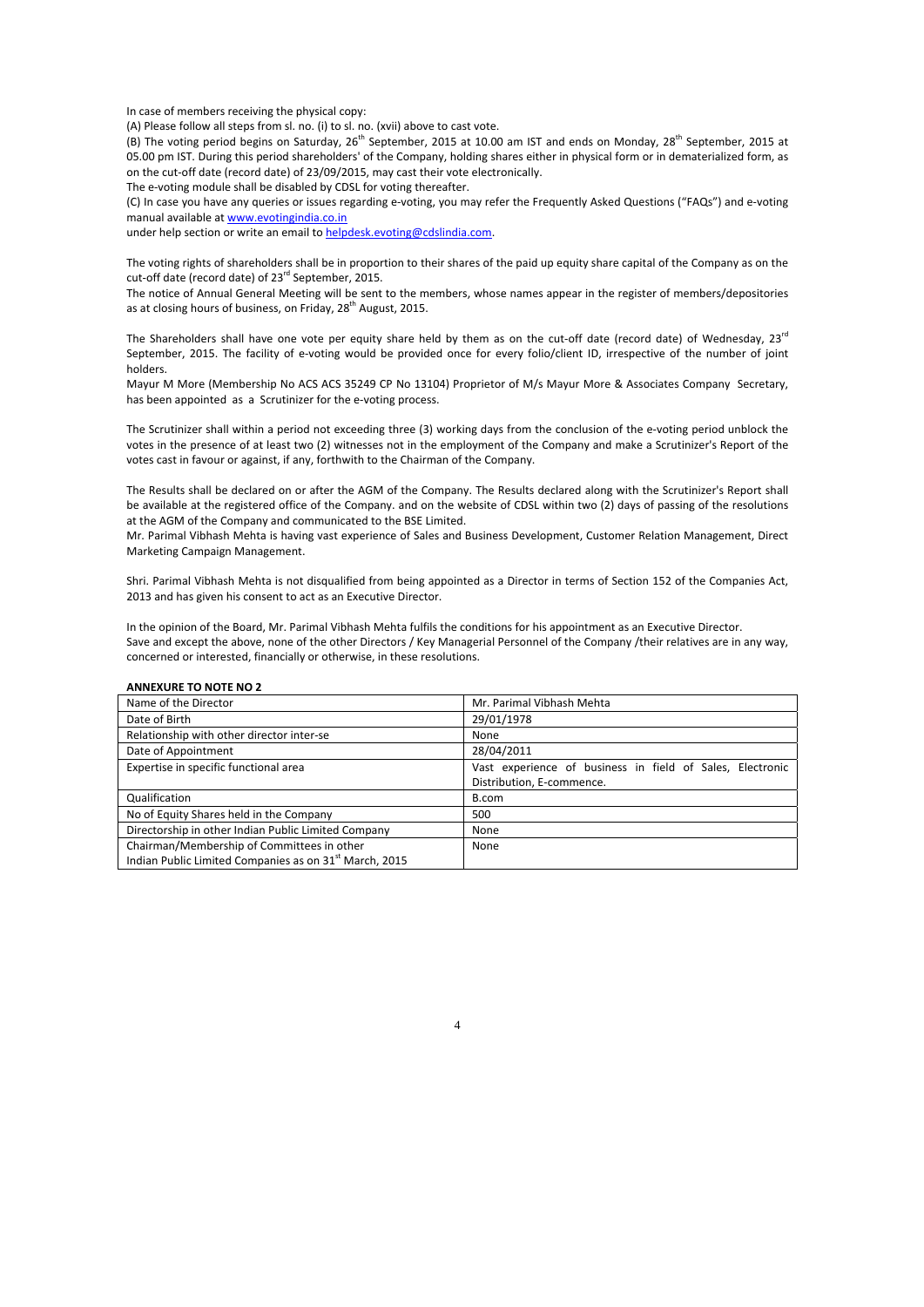In case of members receiving the physical copy:

(A) Please follow all steps from sl. no. (i) to sl. no. (xvii) above to cast vote.

(B) The voting period begins on Saturday, 26th September, 2015 at 10.00 am IST and ends on Monday, 28th September, 2015 at 05.00 pm IST. During this period shareholders' of the Company, holding shares either in physical form or in dematerialized form, as on the cut-off date (record date) of 23/09/2015, may cast their vote electronically.

The e-voting module shall be disabled by CDSL for voting thereafter.

(C) In case you have any queries or issues regarding e-voting, you may refer the Frequently Asked Questions ("FAQs") and e-voting manual available at www.evotingindia.co.in under help section or write an email to helpdesk.evoting@cdslindia.com.

The voting rights of shareholders shall be in proportion to their shares of the paid up equity share capital of the Company as on the cut-off date (record date) of 23rd September, 2015.

The notice of Annual General Meeting will be sent to the members, whose names appear in the register of members/depositories as at closing hours of business, on Friday, 28th August, 2015.

The Shareholders shall have one vote per equity share held by them as on the cut-off date (record date) of Wednesday, 23rd September, 2015. The facility of e-voting would be provided once for every folio/client ID, irrespective of the number of joint holders.

Mayur M More (Membership No ACS ACS 35249 CP No 13104) Proprietor of M/s Mayur More & Associates Company Secretary, has been appointed as a Scrutinizer for the e-voting process.

The Scrutinizer shall within a period not exceeding three (3) working days from the conclusion of the e-voting period unblock the votes in the presence of at least two (2) witnesses not in the employment of the Company and make a Scrutinizer's Report of the votes cast in favour or against, if any, forthwith to the Chairman of the Company.

The Results shall be declared on or after the AGM of the Company. The Results declared along with the Scrutinizer's Report shall be available at the registered office of the Company. and on the website of CDSL within two (2) days of passing of the resolutions at the AGM of the Company and communicated to the BSE Limited.

Mr. Parimal Vibhash Mehta is having vast experience of Sales and Business Development, Customer Relation Management, Direct Marketing Campaign Management.

Shri. Parimal Vibhash Mehta is not disqualified from being appointed as a Director in terms of Section 152 of the Companies Act, 2013 and has given his consent to act as an Executive Director.

In the opinion of the Board, Mr. Parimal Vibhash Mehta fulfils the conditions for his appointment as an Executive Director.

Save and except the above, none of the other Directors / Key Managerial Personnel of the Company /their relatives are in any way, concerned or interested, financially or otherwise, in these resolutions.

**ANNEXURE TO NOTE NO 2**

| Name of the Director | Mr. Parimal Vibhash Mehta |
|---|---|
| Date of Birth | 29/01/1978 |
| Relationship with other director inter-se | None |
| Date of Appointment | 28/04/2011 |
| Expertise in specific functional area | Vast experience of business in field of Sales, Electronic Distribution, E-commence. |
| Qualification | B.com |
| No of Equity Shares held in the Company | 500 |
| Directorship in other Indian Public Limited Company | None |
| Chairman/Membership of Committees in other Indian Public Limited Companies as on 31st March, 2015 | None |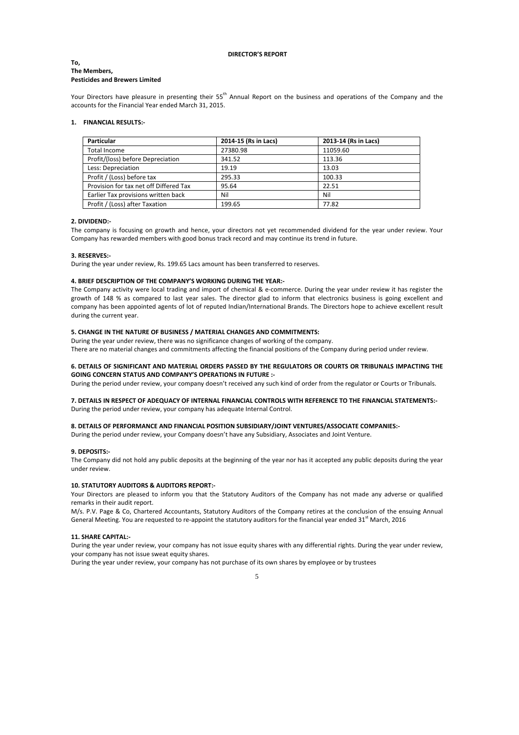**DIRECTOR'S REPORT**

**To,**
**The Members,**
**Pesticides and Brewers Limited**

Your Directors have pleasure in presenting their 55th Annual Report on the business and operations of the Company and the accounts for the Financial Year ended March 31, 2015.

**1. FINANCIAL RESULTS:-**

| Particular | 2014-15 (Rs in Lacs) | 2013-14 (Rs in Lacs) |
|---|---|---|
| Total Income | 27380.98 | 11059.60 |
| Profit/(loss) before Depreciation | 341.52 | 113.36 |
| Less: Depreciation | 19.19 | 13.03 |
| Profit / (Loss) before tax | 295.33 | 100.33 |
| Provision for tax net off Differed Tax | 95.64 | 22.51 |
| Earlier Tax provisions written back | Nil | Nil |
| Profit / (Loss) after Taxation | 199.65 | 77.82 |

**2. DIVIDEND:-**

The company is focusing on growth and hence, your directors not yet recommended dividend for the year under review. Your Company has rewarded members with good bonus track record and may continue its trend in future.

**3. RESERVES:-**

During the year under review, Rs. 199.65 Lacs amount has been transferred to reserves.

**4. BRIEF DESCRIPTION OF THE COMPANY'S WORKING DURING THE YEAR:-**

The Company activity were local trading and import of chemical & e-commerce. During the year under review it has register the growth of 148 % as compared to last year sales. The director glad to inform that electronics business is going excellent and company has been appointed agents of lot of reputed Indian/International Brands. The Directors hope to achieve excellent result during the current year.

**5. CHANGE IN THE NATURE OF BUSINESS / MATERIAL CHANGES AND COMMITMENTS:**

During the year under review, there was no significance changes of working of the company.
There are no material changes and commitments affecting the financial positions of the Company during period under review.

**6. DETAILS OF SIGNIFICANT AND MATERIAL ORDERS PASSED BY THE REGULATORS OR COURTS OR TRIBUNALS IMPACTING THE GOING CONCERN STATUS AND COMPANY'S OPERATIONS IN FUTURE :-**

During the period under review, your company doesn't received any such kind of order from the regulator or Courts or Tribunals.

**7. DETAILS IN RESPECT OF ADEQUACY OF INTERNAL FINANCIAL CONTROLS WITH REFERENCE TO THE FINANCIAL STATEMENTS:-**

During the period under review, your company has adequate Internal Control.

**8. DETAILS OF PERFORMANCE AND FINANCIAL POSITION SUBSIDIARY/JOINT VENTURES/ASSOCIATE COMPANIES:-**

During the period under review, your Company doesn't have any Subsidiary, Associates and Joint Venture.

**9. DEPOSITS:-**

The Company did not hold any public deposits at the beginning of the year nor has it accepted any public deposits during the year under review.

**10. STATUTORY AUDITORS & AUDITORS REPORT:-**

Your Directors are pleased to inform you that the Statutory Auditors of the Company has not made any adverse or qualified remarks in their audit report.

M/s. P.V. Page & Co, Chartered Accountants, Statutory Auditors of the Company retires at the conclusion of the ensuing Annual General Meeting. You are requested to re-appoint the statutory auditors for the financial year ended 31st March, 2016

**11. SHARE CAPITAL:-**

During the year under review, your company has not issue equity shares with any differential rights. During the year under review, your company has not issue sweat equity shares.

During the year under review, your company has not purchase of its own shares by employee or by trustees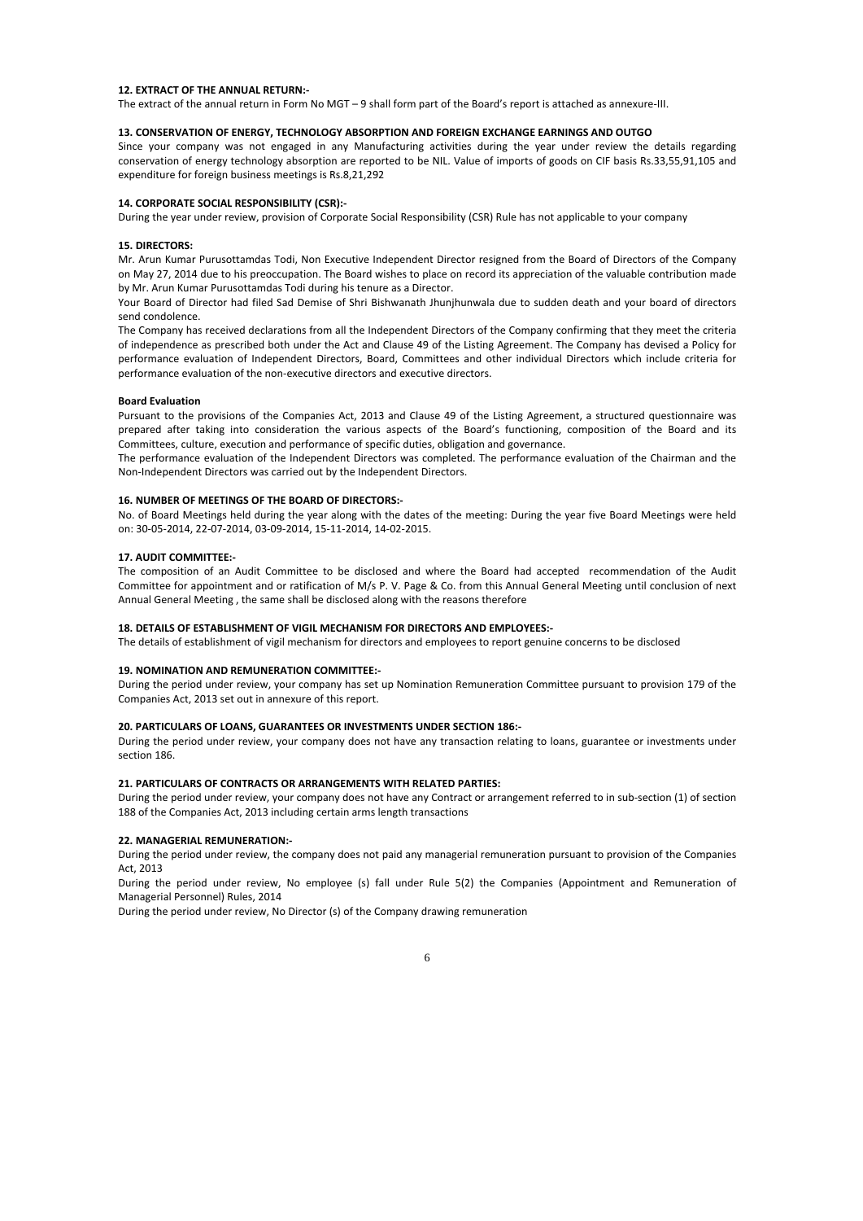**12. EXTRACT OF THE ANNUAL RETURN:-**

The extract of the annual return in Form No MGT – 9 shall form part of the Board's report is attached as annexure-III.

**13. CONSERVATION OF ENERGY, TECHNOLOGY ABSORPTION AND FOREIGN EXCHANGE EARNINGS AND OUTGO**

Since your company was not engaged in any Manufacturing activities during the year under review the details regarding conservation of energy technology absorption are reported to be NIL. Value of imports of goods on CIF basis Rs.33,55,91,105 and expenditure for foreign business meetings is Rs.8,21,292

**14. CORPORATE SOCIAL RESPONSIBILITY (CSR):-**

During the year under review, provision of Corporate Social Responsibility (CSR) Rule has not applicable to your company

**15. DIRECTORS:**

Mr. Arun Kumar Purusottamdas Todi, Non Executive Independent Director resigned from the Board of Directors of the Company on May 27, 2014 due to his preoccupation. The Board wishes to place on record its appreciation of the valuable contribution made by Mr. Arun Kumar Purusottamdas Todi during his tenure as a Director.

Your Board of Director had filed Sad Demise of Shri Bishwanath Jhunjhunwala due to sudden death and your board of directors send condolence.

The Company has received declarations from all the Independent Directors of the Company confirming that they meet the criteria of independence as prescribed both under the Act and Clause 49 of the Listing Agreement. The Company has devised a Policy for performance evaluation of Independent Directors, Board, Committees and other individual Directors which include criteria for performance evaluation of the non-executive directors and executive directors.

**Board Evaluation**

Pursuant to the provisions of the Companies Act, 2013 and Clause 49 of the Listing Agreement, a structured questionnaire was prepared after taking into consideration the various aspects of the Board's functioning, composition of the Board and its Committees, culture, execution and performance of specific duties, obligation and governance.

The performance evaluation of the Independent Directors was completed. The performance evaluation of the Chairman and the Non-Independent Directors was carried out by the Independent Directors.

**16. NUMBER OF MEETINGS OF THE BOARD OF DIRECTORS:-**

No. of Board Meetings held during the year along with the dates of the meeting: During the year five Board Meetings were held on: 30-05-2014, 22-07-2014, 03-09-2014, 15-11-2014, 14-02-2015.

**17. AUDIT COMMITTEE:-**

The composition of an Audit Committee to be disclosed and where the Board had accepted recommendation of the Audit Committee for appointment and or ratification of M/s P. V. Page & Co. from this Annual General Meeting until conclusion of next Annual General Meeting , the same shall be disclosed along with the reasons therefore

**18. DETAILS OF ESTABLISHMENT OF VIGIL MECHANISM FOR DIRECTORS AND EMPLOYEES:-**

The details of establishment of vigil mechanism for directors and employees to report genuine concerns to be disclosed

**19. NOMINATION AND REMUNERATION COMMITTEE:-**

During the period under review, your company has set up Nomination Remuneration Committee pursuant to provision 179 of the Companies Act, 2013 set out in annexure of this report.

**20. PARTICULARS OF LOANS, GUARANTEES OR INVESTMENTS UNDER SECTION 186:-**

During the period under review, your company does not have any transaction relating to loans, guarantee or investments under section 186.

**21. PARTICULARS OF CONTRACTS OR ARRANGEMENTS WITH RELATED PARTIES:**

During the period under review, your company does not have any Contract or arrangement referred to in sub-section (1) of section 188 of the Companies Act, 2013 including certain arms length transactions

**22. MANAGERIAL REMUNERATION:-**

During the period under review, the company does not paid any managerial remuneration pursuant to provision of the Companies Act, 2013

During the period under review, No employee (s) fall under Rule 5(2) the Companies (Appointment and Remuneration of Managerial Personnel) Rules, 2014

During the period under review, No Director (s) of the Company drawing remuneration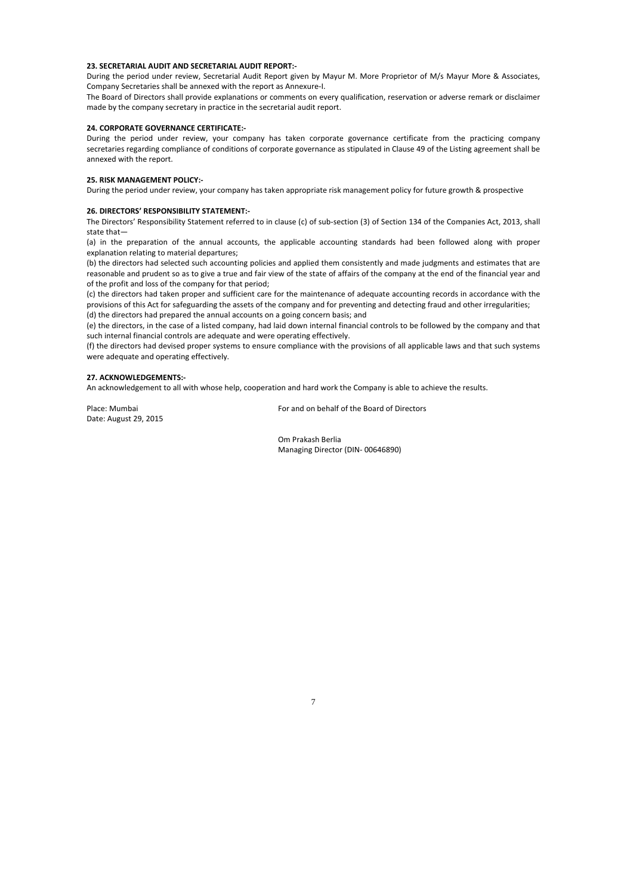**23. SECRETARIAL AUDIT AND SECRETARIAL AUDIT REPORT:-**

During the period under review, Secretarial Audit Report given by Mayur M. More Proprietor of M/s Mayur More & Associates, Company Secretaries shall be annexed with the report as Annexure-I.

The Board of Directors shall provide explanations or comments on every qualification, reservation or adverse remark or disclaimer made by the company secretary in practice in the secretarial audit report.

**24. CORPORATE GOVERNANCE CERTIFICATE:-**

During the period under review, your company has taken corporate governance certificate from the practicing company secretaries regarding compliance of conditions of corporate governance as stipulated in Clause 49 of the Listing agreement shall be annexed with the report.

**25. RISK MANAGEMENT POLICY:-**

During the period under review, your company has taken appropriate risk management policy for future growth & prospective

**26. DIRECTORS' RESPONSIBILITY STATEMENT:-**

The Directors' Responsibility Statement referred to in clause (c) of sub-section (3) of Section 134 of the Companies Act, 2013, shall state that—

(a) in the preparation of the annual accounts, the applicable accounting standards had been followed along with proper explanation relating to material departures;

(b) the directors had selected such accounting policies and applied them consistently and made judgments and estimates that are reasonable and prudent so as to give a true and fair view of the state of affairs of the company at the end of the financial year and of the profit and loss of the company for that period;

(c) the directors had taken proper and sufficient care for the maintenance of adequate accounting records in accordance with the provisions of this Act for safeguarding the assets of the company and for preventing and detecting fraud and other irregularities;

(d) the directors had prepared the annual accounts on a going concern basis; and

(e) the directors, in the case of a listed company, had laid down internal financial controls to be followed by the company and that such internal financial controls are adequate and were operating effectively.

(f) the directors had devised proper systems to ensure compliance with the provisions of all applicable laws and that such systems were adequate and operating effectively.

**27. ACKNOWLEDGEMENTS:-**

An acknowledgement to all with whose help, cooperation and hard work the Company is able to achieve the results.

Place: Mumbai
Date: August 29, 2015

For and on behalf of the Board of Directors

Om Prakash Berlia
Managing Director (DIN- 00646890)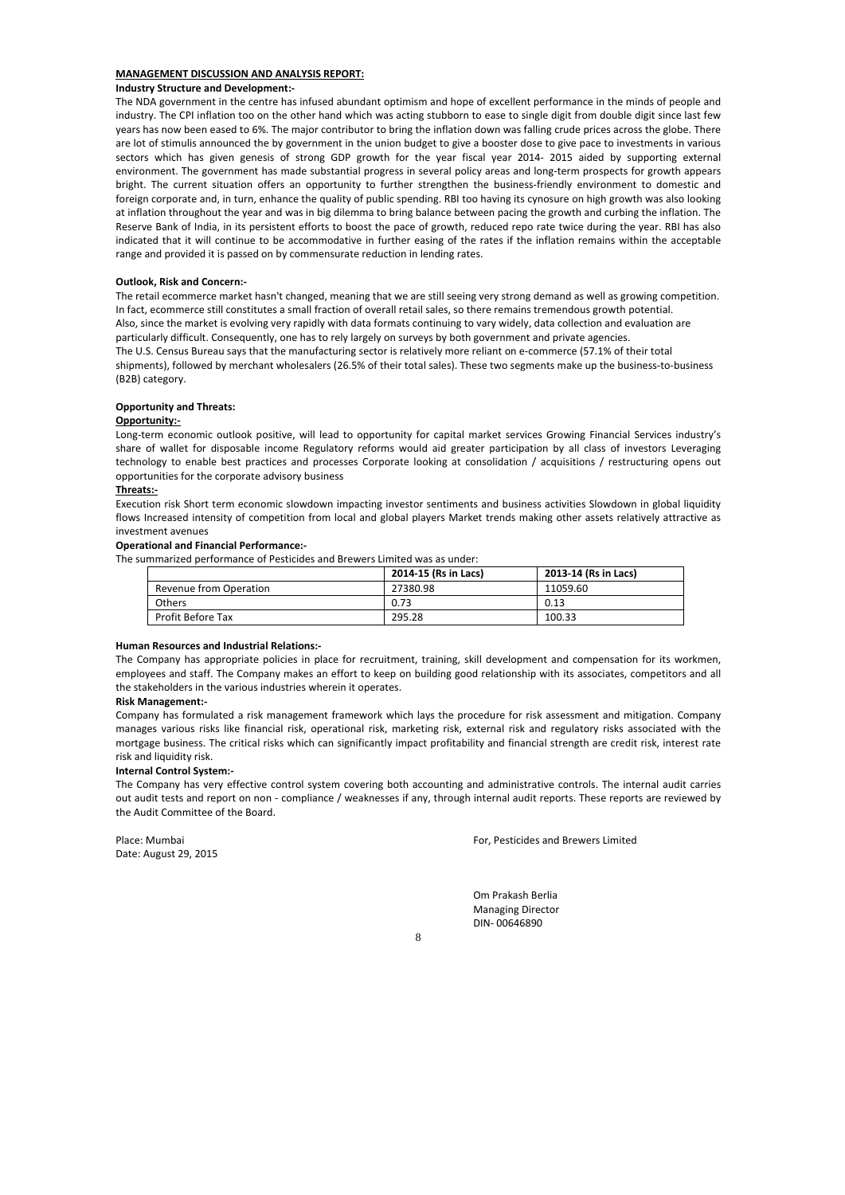## MANAGEMENT DISCUSSION AND ANALYSIS REPORT:

**Industry Structure and Development:-**

The NDA government in the centre has infused abundant optimism and hope of excellent performance in the minds of people and industry. The CPI inflation too on the other hand which was acting stubborn to ease to single digit from double digit since last few years has now been eased to 6%. The major contributor to bring the inflation down was falling crude prices across the globe. There are lot of stimulis announced the by government in the union budget to give a booster dose to give pace to investments in various sectors which has given genesis of strong GDP growth for the year fiscal year 2014- 2015 aided by supporting external environment. The government has made substantial progress in several policy areas and long-term prospects for growth appears bright. The current situation offers an opportunity to further strengthen the business-friendly environment to domestic and foreign corporate and, in turn, enhance the quality of public spending. RBI too having its cynosure on high growth was also looking at inflation throughout the year and was in big dilemma to bring balance between pacing the growth and curbing the inflation. The Reserve Bank of India, in its persistent efforts to boost the pace of growth, reduced repo rate twice during the year. RBI has also indicated that it will continue to be accommodative in further easing of the rates if the inflation remains within the acceptable range and provided it is passed on by commensurate reduction in lending rates.

**Outlook, Risk and Concern:-**

The retail ecommerce market hasn't changed, meaning that we are still seeing very strong demand as well as growing competition. In fact, ecommerce still constitutes a small fraction of overall retail sales, so there remains tremendous growth potential.
Also, since the market is evolving very rapidly with data formats continuing to vary widely, data collection and evaluation are particularly difficult. Consequently, one has to rely largely on surveys by both government and private agencies.
The U.S. Census Bureau says that the manufacturing sector is relatively more reliant on e-commerce (57.1% of their total shipments), followed by merchant wholesalers (26.5% of their total sales). These two segments make up the business-to-business (B2B) category.

**Opportunity and Threats:**

**Opportunity:-**

Long-term economic outlook positive, will lead to opportunity for capital market services Growing Financial Services industry's share of wallet for disposable income Regulatory reforms would aid greater participation by all class of investors Leveraging technology to enable best practices and processes Corporate looking at consolidation / acquisitions / restructuring opens out opportunities for the corporate advisory business

**Threats:-**

Execution risk Short term economic slowdown impacting investor sentiments and business activities Slowdown in global liquidity flows Increased intensity of competition from local and global players Market trends making other assets relatively attractive as investment avenues

**Operational and Financial Performance:-**

The summarized performance of Pesticides and Brewers Limited was as under:

| | 2014-15 (Rs in Lacs) | 2013-14 (Rs in Lacs) |
|---|---|---|
| Revenue from Operation | 27380.98 | 11059.60 |
| Others | 0.73 | 0.13 |
| Profit Before Tax | 295.28 | 100.33 |

**Human Resources and Industrial Relations:-**

The Company has appropriate policies in place for recruitment, training, skill development and compensation for its workmen, employees and staff. The Company makes an effort to keep on building good relationship with its associates, competitors and all the stakeholders in the various industries wherein it operates.

**Risk Management:-**

Company has formulated a risk management framework which lays the procedure for risk assessment and mitigation. Company manages various risks like financial risk, operational risk, marketing risk, external risk and regulatory risks associated with the mortgage business. The critical risks which can significantly impact profitability and financial strength are credit risk, interest rate risk and liquidity risk.

**Internal Control System:-**

The Company has very effective control system covering both accounting and administrative controls. The internal audit carries out audit tests and report on non - compliance / weaknesses if any, through internal audit reports. These reports are reviewed by the Audit Committee of the Board.

Place: Mumbai
Date: August 29, 2015

For, Pesticides and Brewers Limited

Om Prakash Berlia
Managing Director
DIN- 00646890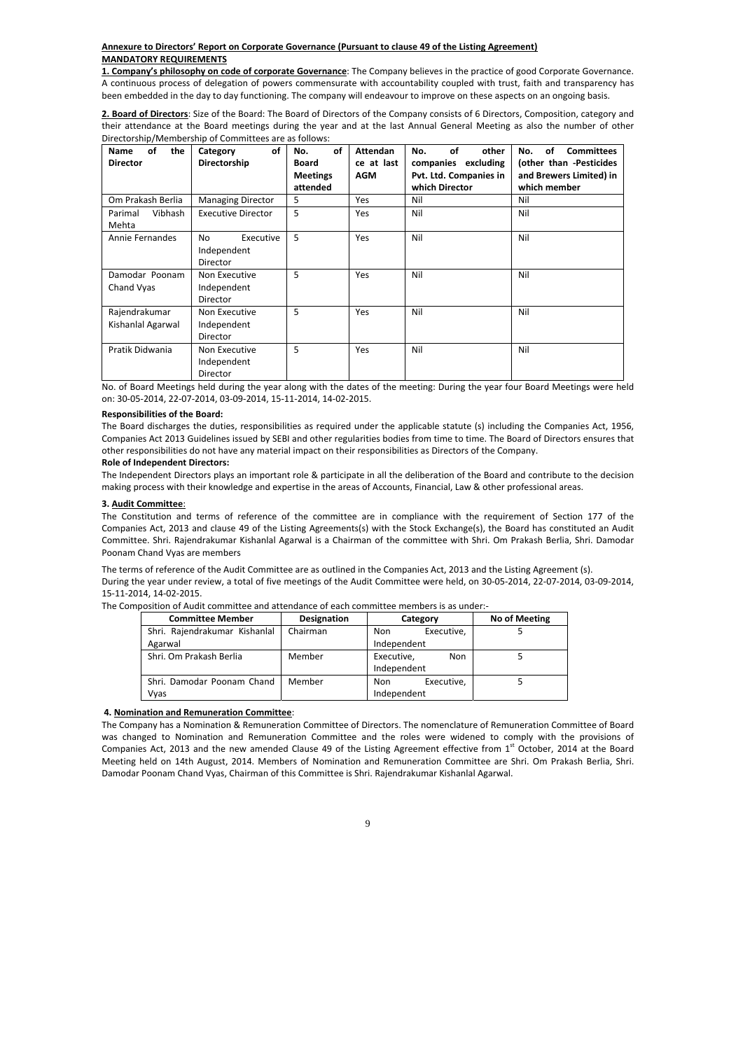**Annexure to Directors' Report on Corporate Governance (Pursuant to clause 49 of the Listing Agreement)**

**MANDATORY REQUIREMENTS**

**1. Company's philosophy on code of corporate Governance**: The Company believes in the practice of good Corporate Governance. A continuous process of delegation of powers commensurate with accountability coupled with trust, faith and transparency has been embedded in the day to day functioning. The company will endeavour to improve on these aspects on an ongoing basis.

**2. Board of Directors**: Size of the Board: The Board of Directors of the Company consists of 6 Directors, Composition, category and their attendance at the Board meetings during the year and at the last Annual General Meeting as also the number of other Directorship/Membership of Committees are as follows:

| Name of the Director | Category of Directorship | No. of Board Meetings attended | Attendance at last AGM | No. of other companies excluding Pvt. Ltd. Companies in which Director | No. of Committees (other than -Pesticides and Brewers Limited) in which member |
|---|---|---|---|---|---|
| Om Prakash Berlia | Managing Director | 5 | Yes | Nil | Nil |
| Parimal Vibhash Mehta | Executive Director | 5 | Yes | Nil | Nil |
| Annie Fernandes | No Executive Independent Director | 5 | Yes | Nil | Nil |
| Damodar Poonam Chand Vyas | Non Executive Independent Director | 5 | Yes | Nil | Nil |
| Rajendrakumar Kishanlal Agarwal | Non Executive Independent Director | 5 | Yes | Nil | Nil |
| Pratik Didwania | Non Executive Independent Director | 5 | Yes | Nil | Nil |

No. of Board Meetings held during the year along with the dates of the meeting: During the year four Board Meetings were held on: 30-05-2014, 22-07-2014, 03-09-2014, 15-11-2014, 14-02-2015.

**Responsibilities of the Board:**

The Board discharges the duties, responsibilities as required under the applicable statute (s) including the Companies Act, 1956, Companies Act 2013 Guidelines issued by SEBI and other regularities bodies from time to time. The Board of Directors ensures that other responsibilities do not have any material impact on their responsibilities as Directors of the Company.

**Role of Independent Directors:**

The Independent Directors plays an important role & participate in all the deliberation of the Board and contribute to the decision making process with their knowledge and expertise in the areas of Accounts, Financial, Law & other professional areas.

**3. Audit Committee**:

The Constitution and terms of reference of the committee are in compliance with the requirement of Section 177 of the Companies Act, 2013 and clause 49 of the Listing Agreements(s) with the Stock Exchange(s), the Board has constituted an Audit Committee. Shri. Rajendrakumar Kishanlal Agarwal is a Chairman of the committee with Shri. Om Prakash Berlia, Shri. Damodar Poonam Chand Vyas are members

The terms of reference of the Audit Committee are as outlined in the Companies Act, 2013 and the Listing Agreement (s).

During the year under review, a total of five meetings of the Audit Committee were held, on 30-05-2014, 22-07-2014, 03-09-2014, 15-11-2014, 14-02-2015.

The Composition of Audit committee and attendance of each committee members is as under:-

| Committee Member | Designation | Category | No of Meeting |
|---|---|---|---|
| Shri. Rajendrakumar Kishanlal Agarwal | Chairman | Non Executive, Independent | 5 |
| Shri. Om Prakash Berlia | Member | Executive, Non Independent | 5 |
| Shri. Damodar Poonam Chand Vyas | Member | Non Executive, Independent | 5 |

**4. Nomination and Remuneration Committee**:

The Company has a Nomination & Remuneration Committee of Directors. The nomenclature of Remuneration Committee of Board was changed to Nomination and Remuneration Committee and the roles were widened to comply with the provisions of Companies Act, 2013 and the new amended Clause 49 of the Listing Agreement effective from 1st October, 2014 at the Board Meeting held on 14th August, 2014. Members of Nomination and Remuneration Committee are Shri. Om Prakash Berlia, Shri. Damodar Poonam Chand Vyas, Chairman of this Committee is Shri. Rajendrakumar Kishanlal Agarwal.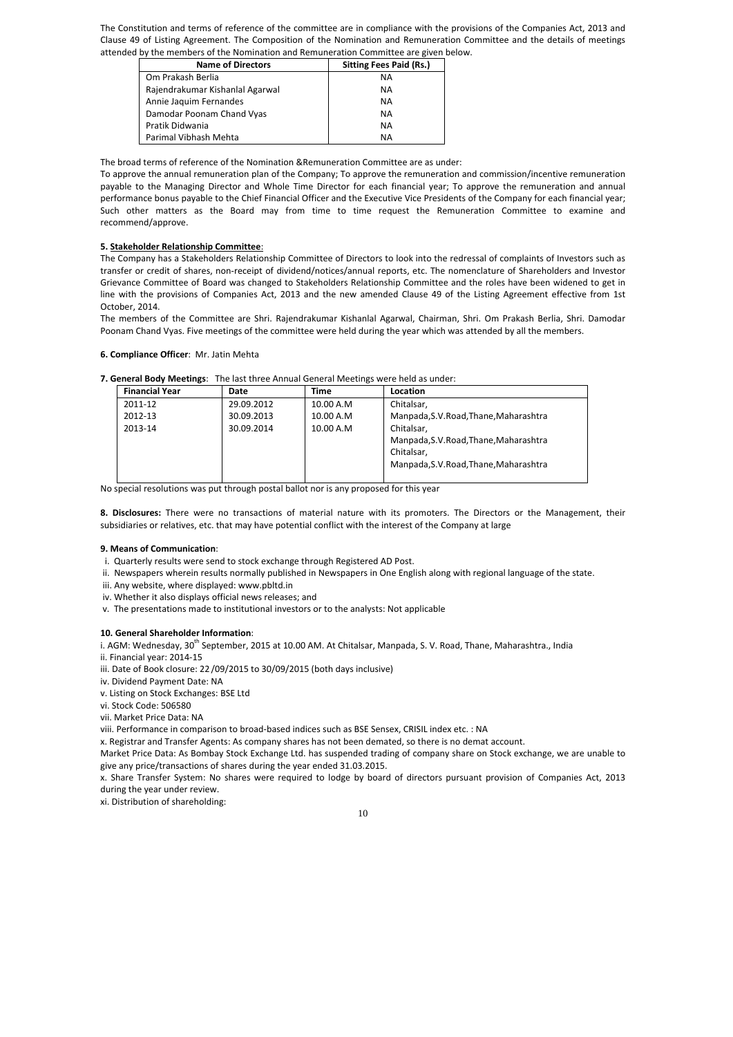The Constitution and terms of reference of the committee are in compliance with the provisions of the Companies Act, 2013 and Clause 49 of Listing Agreement. The Composition of the Nomination and Remuneration Committee and the details of meetings attended by the members of the Nomination and Remuneration Committee are given below.

| Name of Directors | Sitting Fees Paid (Rs.) |
|---|---|
| Om Prakash Berlia | NA |
| Rajendrakumar Kishanlal Agarwal | NA |
| Annie Jaquim Fernandes | NA |
| Damodar Poonam Chand Vyas | NA |
| Pratik Didwania | NA |
| Parimal Vibhash Mehta | NA |

The broad terms of reference of the Nomination &Remuneration Committee are as under:

To approve the annual remuneration plan of the Company; To approve the remuneration and commission/incentive remuneration payable to the Managing Director and Whole Time Director for each financial year; To approve the remuneration and annual performance bonus payable to the Chief Financial Officer and the Executive Vice Presidents of the Company for each financial year; Such other matters as the Board may from time to time request the Remuneration Committee to examine and recommend/approve.

**5. Stakeholder Relationship Committee**:

The Company has a Stakeholders Relationship Committee of Directors to look into the redressal of complaints of Investors such as transfer or credit of shares, non-receipt of dividend/notices/annual reports, etc. The nomenclature of Shareholders and Investor Grievance Committee of Board was changed to Stakeholders Relationship Committee and the roles have been widened to get in line with the provisions of Companies Act, 2013 and the new amended Clause 49 of the Listing Agreement effective from 1st October, 2014.

The members of the Committee are Shri. Rajendrakumar Kishanlal Agarwal, Chairman, Shri. Om Prakash Berlia, Shri. Damodar Poonam Chand Vyas. Five meetings of the committee were held during the year which was attended by all the members.

**6. Compliance Officer**: Mr. Jatin Mehta

**7. General Body Meetings**: The last three Annual General Meetings were held as under:

| Financial Year | Date | Time | Location |
|---|---|---|---|
| 2011-12 | 29.09.2012 | 10.00 A.M | Chitalsar, Manpada,S.V.Road,Thane,Maharashtra |
| 2012-13 | 30.09.2013 | 10.00 A.M | Chitalsar, Manpada,S.V.Road,Thane,Maharashtra |
| 2013-14 | 30.09.2014 | 10.00 A.M | Chitalsar, Manpada,S.V.Road,Thane,Maharashtra |

No special resolutions was put through postal ballot nor is any proposed for this year

**8. Disclosures:** There were no transactions of material nature with its promoters. The Directors or the Management, their subsidiaries or relatives, etc. that may have potential conflict with the interest of the Company at large

**9. Means of Communication**:

i. Quarterly results were send to stock exchange through Registered AD Post.

ii. Newspapers wherein results normally published in Newspapers in One English along with regional language of the state.

iii. Any website, where displayed: www.pbltd.in

iv. Whether it also displays official news releases; and

v. The presentations made to institutional investors or to the analysts: Not applicable

**10. General Shareholder Information**:

i. AGM: Wednesday, 30th September, 2015 at 10.00 AM. At Chitalsar, Manpada, S. V. Road, Thane, Maharashtra., India

ii. Financial year: 2014-15

iii. Date of Book closure: 22 /09/2015 to 30/09/2015 (both days inclusive)

iv. Dividend Payment Date: NA

v. Listing on Stock Exchanges: BSE Ltd

vi. Stock Code: 506580

vii. Market Price Data: NA

viii. Performance in comparison to broad-based indices such as BSE Sensex, CRISIL index etc. : NA

x. Registrar and Transfer Agents: As company shares has not been demated, so there is no demat account.

Market Price Data: As Bombay Stock Exchange Ltd. has suspended trading of company share on Stock exchange, we are unable to give any price/transactions of shares during the year ended 31.03.2015.

x. Share Transfer System: No shares were required to lodge by board of directors pursuant provision of Companies Act, 2013 during the year under review.

xi. Distribution of shareholding: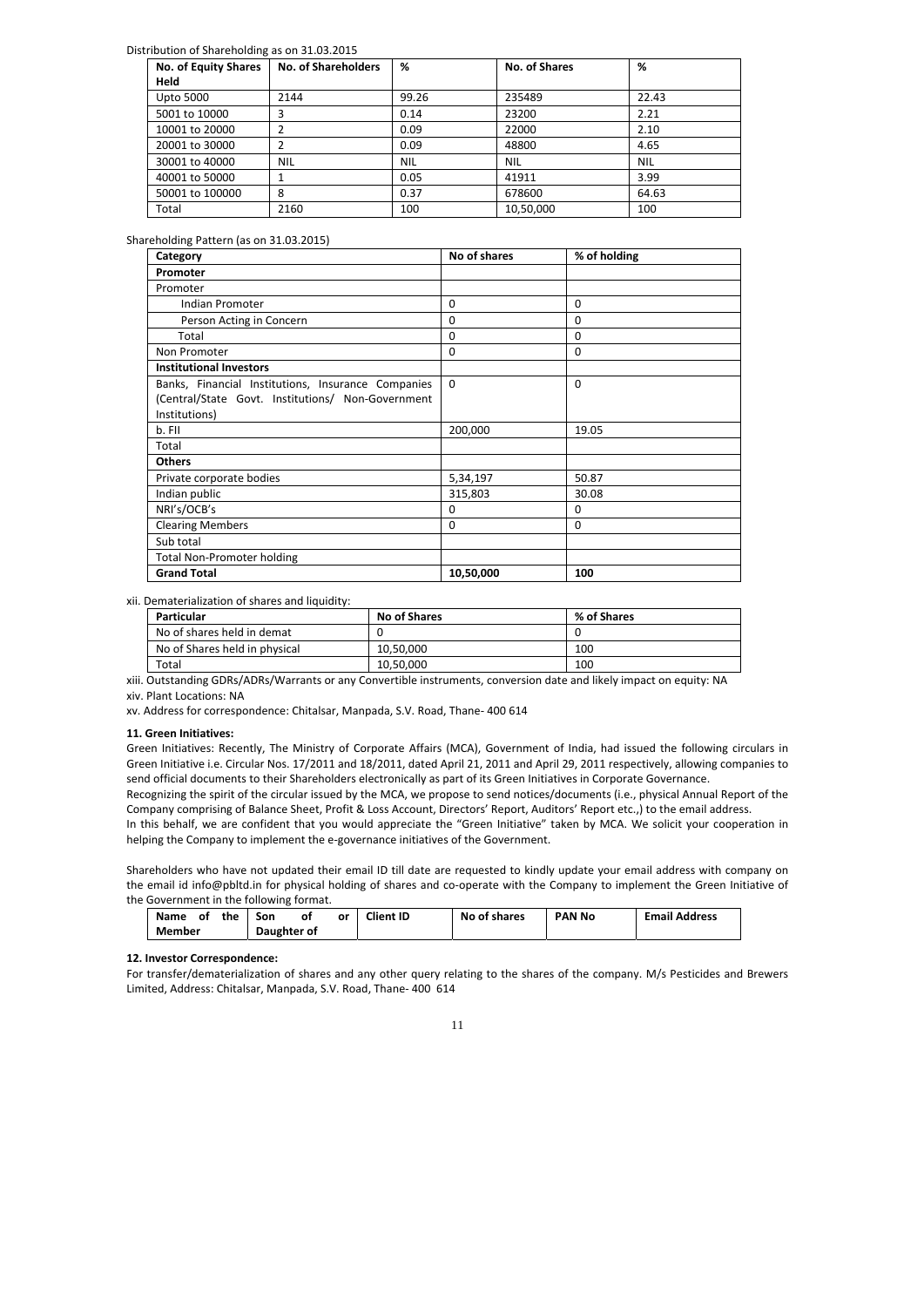Distribution of Shareholding as on 31.03.2015

| No. of Equity Shares Held | No. of Shareholders | % | No. of Shares | % |
|---|---|---|---|---|
| Upto 5000 | 2144 | 99.26 | 235489 | 22.43 |
| 5001 to 10000 | 3 | 0.14 | 23200 | 2.21 |
| 10001 to 20000 | 2 | 0.09 | 22000 | 2.10 |
| 20001 to 30000 | 2 | 0.09 | 48800 | 4.65 |
| 30001 to 40000 | NIL | NIL | NIL | NIL |
| 40001 to 50000 | 1 | 0.05 | 41911 | 3.99 |
| 50001 to 100000 | 8 | 0.37 | 678600 | 64.63 |
| Total | 2160 | 100 | 10,50,000 | 100 |

Shareholding Pattern (as on 31.03.2015)

| Category | No of shares | % of holding |
|---|---|---|
| **Promoter** | | |
| Promoter | | |
| Indian Promoter | 0 | 0 |
| Person Acting in Concern | 0 | 0 |
| Total | 0 | 0 |
| Non Promoter | 0 | 0 |
| **Institutional Investors** | | |
| Banks, Financial Institutions, Insurance Companies (Central/State Govt. Institutions/ Non-Government Institutions) | 0 | 0 |
| b. FII | 200,000 | 19.05 |
| Total | | |
| **Others** | | |
| Private corporate bodies | 5,34,197 | 50.87 |
| Indian public | 315,803 | 30.08 |
| NRI's/OCB's | 0 | 0 |
| Clearing Members | 0 | 0 |
| Sub total | | |
| Total Non-Promoter holding | | |
| **Grand Total** | **10,50,000** | **100** |

xii. Dematerialization of shares and liquidity:

| Particular | No of Shares | % of Shares |
|---|---|---|
| No of shares held in demat | 0 | 0 |
| No of Shares held in physical | 10,50,000 | 100 |
| Total | 10,50,000 | 100 |

xiii. Outstanding GDRs/ADRs/Warrants or any Convertible instruments, conversion date and likely impact on equity: NA

xiv. Plant Locations: NA

xv. Address for correspondence: Chitalsar, Manpada, S.V. Road, Thane- 400 614

**11. Green Initiatives:**

Green Initiatives: Recently, The Ministry of Corporate Affairs (MCA), Government of India, had issued the following circulars in Green Initiative i.e. Circular Nos. 17/2011 and 18/2011, dated April 21, 2011 and April 29, 2011 respectively, allowing companies to send official documents to their Shareholders electronically as part of its Green Initiatives in Corporate Governance.

Recognizing the spirit of the circular issued by the MCA, we propose to send notices/documents (i.e., physical Annual Report of the Company comprising of Balance Sheet, Profit & Loss Account, Directors' Report, Auditors' Report etc.,) to the email address.

In this behalf, we are confident that you would appreciate the "Green Initiative" taken by MCA. We solicit your cooperation in helping the Company to implement the e-governance initiatives of the Government.

Shareholders who have not updated their email ID till date are requested to kindly update your email address with company on the email id info@pbltd.in for physical holding of shares and co-operate with the Company to implement the Green Initiative of the Government in the following format.

| Name of the Member | Son of or Daughter of | Client ID | No of shares | PAN No | Email Address |
|---|---|---|---|---|---|

**12. Investor Correspondence:**

For transfer/dematerialization of shares and any other query relating to the shares of the company. M/s Pesticides and Brewers Limited, Address: Chitalsar, Manpada, S.V. Road, Thane- 400 614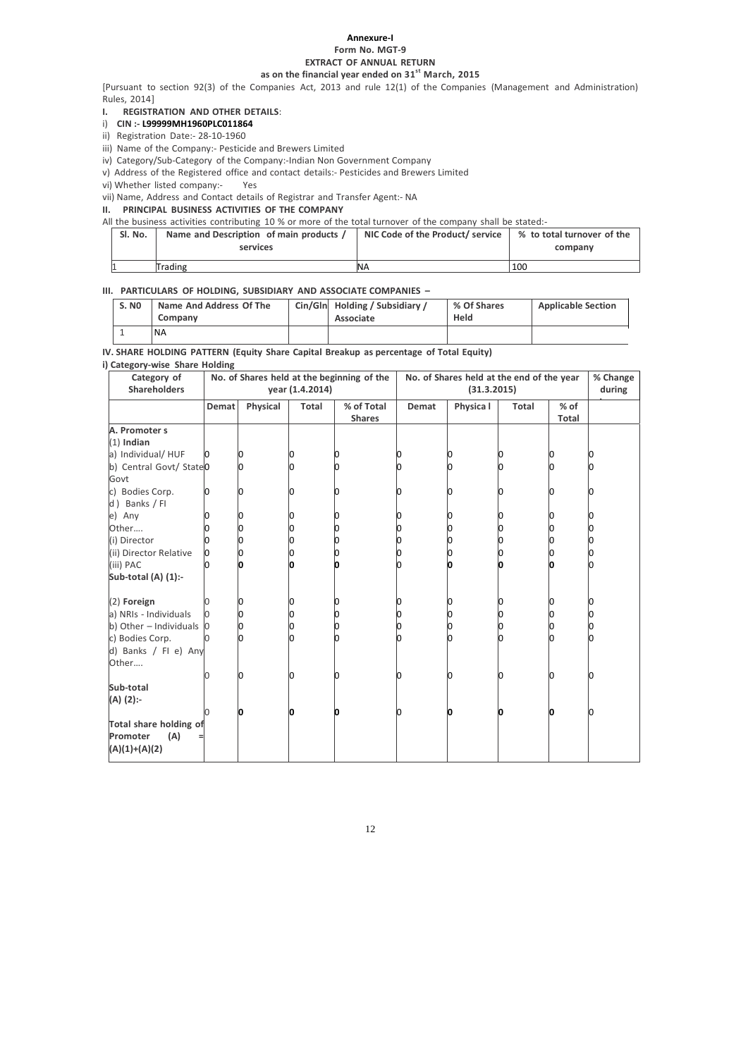**Annexure-I**

**Form No. MGT-9**

**EXTRACT OF ANNUAL RETURN**

**as on the financial year ended on 31st March, 2015**

[Pursuant to section 92(3) of the Companies Act, 2013 and rule 12(1) of the Companies (Management and Administration) Rules, 2014]

**I. REGISTRATION AND OTHER DETAILS**:

i) **CIN :- L99999MH1960PLC011864**

ii) Registration Date:- 28-10-1960

iii) Name of the Company:- Pesticide and Brewers Limited

iv) Category/Sub-Category of the Company:-Indian Non Government Company

v) Address of the Registered office and contact details:- Pesticides and Brewers Limited

vi) Whether listed company:- Yes

vii) Name, Address and Contact details of Registrar and Transfer Agent:- NA

**II. PRINCIPAL BUSINESS ACTIVITIES OF THE COMPANY**

All the business activities contributing 10 % or more of the total turnover of the company shall be stated:-

| Sl. No. | Name and Description of main products / services | NIC Code of the Product/ service | % to total turnover of the company |
|---|---|---|---|
| 1 | Trading | NA | 100 |

**III. PARTICULARS OF HOLDING, SUBSIDIARY AND ASSOCIATE COMPANIES –**

| S. N0 | Name And Address Of The Company | Cin/Gln | Holding / Subsidiary / Associate | % Of Shares Held | Applicable Section |
|---|---|---|---|---|---|
| 1 | NA | | | | |

**IV. SHARE HOLDING PATTERN (Equity Share Capital Breakup as percentage of Total Equity)**

**i) Category-wise Share Holding**

| Category of Shareholders | No. of Shares held at the beginning of the year (1.4.2014) | | | | No. of Shares held at the end of the year (31.3.2015) | | | | % Change during |
|---|---|---|---|---|---|---|---|---|---|
| | Demat | Physical | Total | % of Total Shares | Demat | Physica l | Total | % of Total | |
| **A. Promoter s** | | | | | | | | | |
| (1) **Indian** | | | | | | | | | |
| a) Individual/ HUF | 0 | 0 | 0 | 0 | 0 | 0 | 0 | 0 | 0 |
| b) Central Govt/ State Govt | 0 | 0 | 0 | 0 | 0 | 0 | 0 | 0 | 0 |
| c) Bodies Corp. | 0 | 0 | 0 | 0 | 0 | 0 | 0 | 0 | 0 |
| d ) Banks / FI | | | | | | | | | |
| e) Any | 0 | 0 | 0 | 0 | 0 | 0 | 0 | 0 | 0 |
| Other…. | 0 | 0 | 0 | 0 | 0 | 0 | 0 | 0 | 0 |
| (i) Director | 0 | 0 | 0 | 0 | 0 | 0 | 0 | 0 | 0 |
| (ii) Director Relative | 0 | 0 | 0 | 0 | 0 | 0 | 0 | 0 | 0 |
| (iii) PAC | 0 | **0** | **0** | **0** | 0 | **0** | **0** | **0** | 0 |
| **Sub-total (A) (1):-** | | | | | | | | | |
| (2) **Foreign** | 0 | 0 | 0 | 0 | 0 | 0 | 0 | 0 | 0 |
| a) NRIs - Individuals | 0 | 0 | 0 | 0 | 0 | 0 | 0 | 0 | 0 |
| b) Other – Individuals | 0 | 0 | 0 | 0 | 0 | 0 | 0 | 0 | 0 |
| c) Bodies Corp. | 0 | 0 | 0 | 0 | 0 | 0 | 0 | 0 | 0 |
| d) Banks / FI e) Any Other…. | 0 | 0 | 0 | 0 | 0 | 0 | 0 | 0 | 0 |
| **Sub-total (A) (2):-** | 0 | **0** | **0** | **0** | 0 | **0** | **0** | **0** | 0 |
| **Total share holding of Promoter (A) = (A)(1)+(A)(2)** | | | | | | | | | |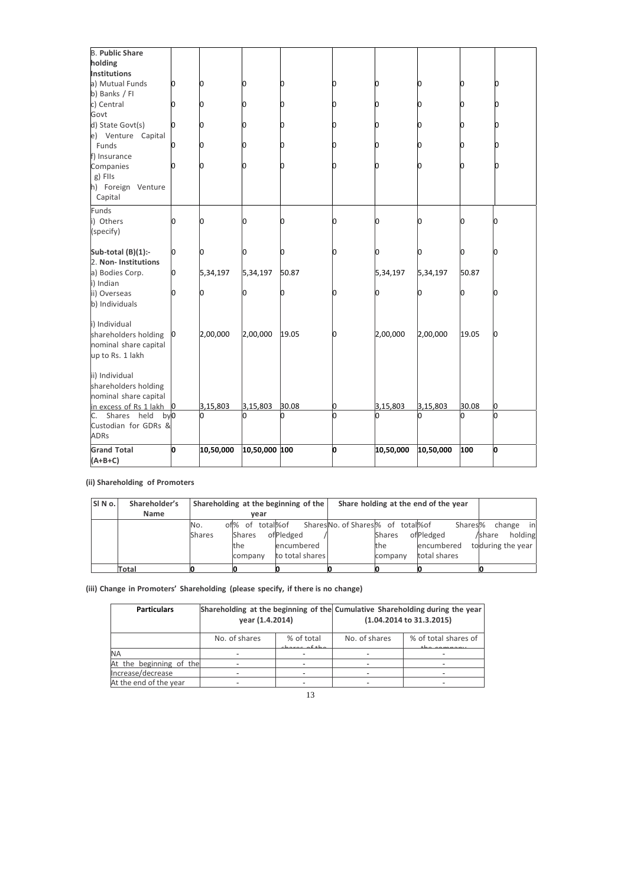| B. **Public Share holding** **Institutions** | | | | | | | | | |
|---|---|---|---|---|---|---|---|---|---|
| a) Mutual Funds | 0 | 0 | 0 | 0 | 0 | 0 | 0 | 0 | 0 |
| b) Banks / FI | | | | | | | | | |
| c) Central Govt | 0 | 0 | 0 | 0 | 0 | 0 | 0 | 0 | 0 |
| d) State Govt(s) | 0 | 0 | 0 | 0 | 0 | 0 | 0 | 0 | 0 |
| e) Venture Capital Funds | 0 | 0 | 0 | 0 | 0 | 0 | 0 | 0 | 0 |
| f) Insurance Companies | 0 | 0 | 0 | 0 | 0 | 0 | 0 | 0 | 0 |
| g) FIIs | | | | | | | | | |
| h) Foreign Venture Capital Funds | | | | | | | | | |
| i) Others (specify) | 0 | 0 | 0 | 0 | 0 | 0 | 0 | 0 | 0 |
| **Sub-total (B)(1):-** | 0 | 0 | 0 | 0 | 0 | 0 | 0 | 0 | 0 |
| **2. Non- Institutions** | | | | | | | | | |
| a) Bodies Corp. | 0 | 5,34,197 | 5,34,197 | 50.87 | | 5,34,197 | 5,34,197 | 50.87 | |
| i) Indian | | | | | | | | | |
| ii) Overseas | 0 | 0 | 0 | 0 | 0 | 0 | 0 | 0 | 0 |
| b) Individuals | | | | | | | | | |
| i) Individual shareholders holding nominal share capital up to Rs. 1 lakh | 0 | 2,00,000 | 2,00,000 | 19.05 | 0 | 2,00,000 | 2,00,000 | 19.05 | 0 |
| ii) Individual shareholders holding nominal share capital in excess of Rs 1 lakh | 0 | 3,15,803 | 3,15,803 | 30.08 | 0 | 3,15,803 | 3,15,803 | 30.08 | 0 |
| C. Shares held by Custodian for GDRs & ADRs | 0 | 0 | 0 | 0 | 0 | 0 | 0 | 0 | 0 |
| **Grand Total (A+B+C)** | **0** | **10,50,000** | **10,50,000** | **100** | **0** | **10,50,000** | **10,50,000** | **100** | **0** |

**(ii) Shareholding of Promoters**

| Sl N o. | Shareholder's Name | Shareholding at the beginning of the year | | | Share holding at the end of the year | | | |
|---|---|---|---|---|---|---|---|---|
| | | No. of Shares | % of total Shares of the company | %of Shares Pledged / encumbered to total shares | No. of Shares | % of total Shares of the company | %of Shares Pledged / encumbered to total shares | % change in share holding during the year |
| | **Total** | **0** | **0** | **0** | **0** | **0** | **0** | **0** |

**(iii) Change in Promoters' Shareholding (please specify, if there is no change)**

| Particulars | Shareholding at the beginning of the year (1.4.2014) | | Cumulative Shareholding during the year (1.04.2014 to 31.3.2015) | |
|---|---|---|---|---|
| | No. of shares | % of total shares of the company | No. of shares | % of total shares of the company |
| NA | - | - | - | - |
| At the beginning of the | - | - | - | - |
| Increase/decrease | - | - | - | - |
| At the end of the year | - | - | - | - |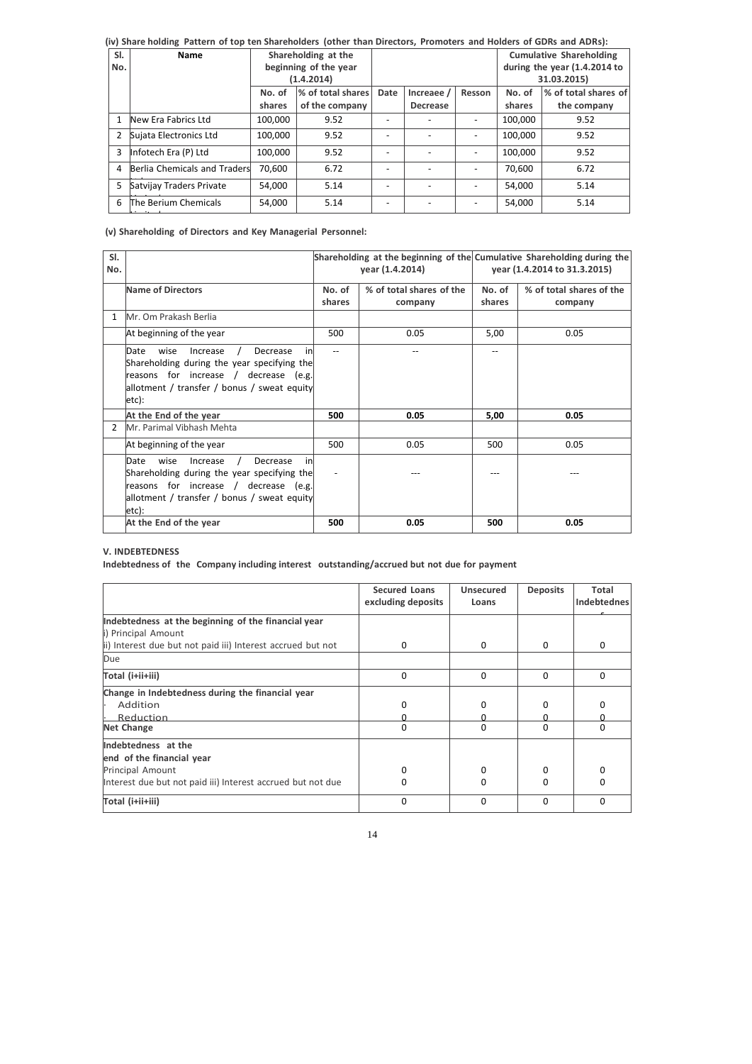**(iv) Share holding Pattern of top ten Shareholders (other than Directors, Promoters and Holders of GDRs and ADRs):**

| Sl. No. | Name | Shareholding at the beginning of the year (1.4.2014) | | | | | Cumulative Shareholding during the year (1.4.2014 to 31.03.2015) | |
|---|---|---|---|---|---|---|---|---|
| | | No. of shares | % of total shares of the company | Date | Increaee / Decrease | Resson | No. of shares | % of total shares of the company |
| 1 | New Era Fabrics Ltd | 100,000 | 9.52 | - | - | - | 100,000 | 9.52 |
| 2 | Sujata Electronics Ltd | 100,000 | 9.52 | - | - | - | 100,000 | 9.52 |
| 3 | Infotech Era (P) Ltd | 100,000 | 9.52 | - | - | - | 100,000 | 9.52 |
| 4 | Berlia Chemicals and Traders Limited | 70,600 | 6.72 | - | - | - | 70,600 | 6.72 |
| 5 | Satvijay Traders Private Limited | 54,000 | 5.14 | - | - | - | 54,000 | 5.14 |
| 6 | The Berium Chemicals Limited | 54,000 | 5.14 | - | - | - | 54,000 | 5.14 |

**(v) Shareholding of Directors and Key Managerial Personnel:**

| Sl. No. | | Shareholding at the beginning of the year (1.4.2014) | | Cumulative Shareholding during the year (1.4.2014 to 31.3.2015) | |
|---|---|---|---|---|---|
| | **Name of Directors** | No. of shares | % of total shares of the company | No. of shares | % of total shares of the company |
| 1 | Mr. Om Prakash Berlia | | | | |
| | At beginning of the year | 500 | 0.05 | 5,00 | 0.05 |
| | Date wise Increase / Decrease in Shareholding during the year specifying the reasons for increase / decrease (e.g. allotment / transfer / bonus / sweat equity etc): | -- | -- | -- | |
| | **At the End of the year** | **500** | **0.05** | **5,00** | **0.05** |
| 2 | Mr. Parimal Vibhash Mehta | | | | |
| | At beginning of the year | 500 | 0.05 | 500 | 0.05 |
| | Date wise Increase / Decrease in Shareholding during the year specifying the reasons for increase / decrease (e.g. allotment / transfer / bonus / sweat equity etc): | - | --- | --- | --- |
| | **At the End of the year** | **500** | **0.05** | **500** | **0.05** |

**V. INDEBTEDNESS**

**Indebtedness of the Company including interest outstanding/accrued but not due for payment**

| | Secured Loans excluding deposits | Unsecured Loans | Deposits | Total Indebtedness |
|---|---|---|---|---|
| **Indebtedness at the beginning of the financial year**<br>i) Principal Amount<br>ii) Interest due but not paid iii) Interest accrued but not | 0 | 0 | 0 | 0 |
| Due | | | | |
| **Total (i+ii+iii)** | 0 | 0 | 0 | 0 |
| **Change in Indebtedness during the financial year**<br>· Addition<br>· Reduction | 0<br>0 | 0<br>0 | 0<br>0 | 0<br>0 |
| **Net Change** | 0 | 0 | 0 | 0 |
| **Indebtedness at the end of the financial year**<br>Principal Amount<br>Interest due but not paid iii) Interest accrued but not due | 0<br>0 | 0<br>0 | 0<br>0 | 0<br>0 |
| **Total (i+ii+iii)** | 0 | 0 | 0 | 0 |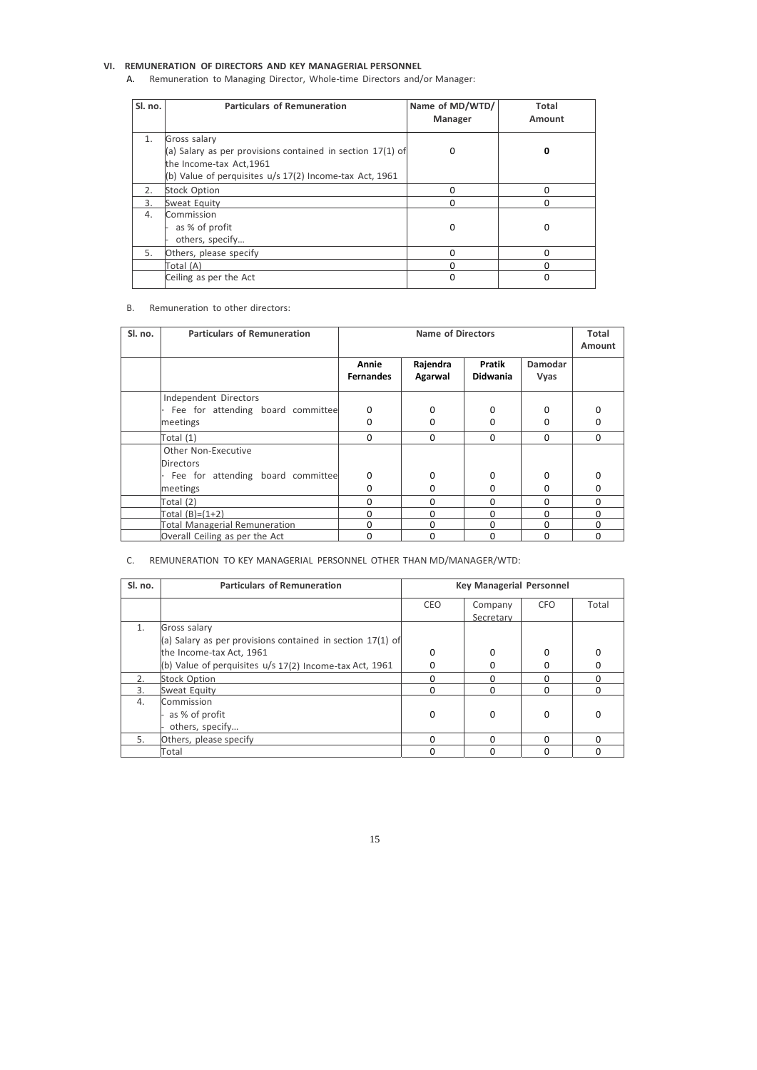## VI. REMUNERATION OF DIRECTORS AND KEY MANAGERIAL PERSONNEL

A. Remuneration to Managing Director, Whole-time Directors and/or Manager:

| Sl. no. | Particulars of Remuneration | Name of MD/WTD/ Manager | Total Amount |
|---|---|---|---|
| 1. | Gross salary<br>(a) Salary as per provisions contained in section 17(1) of the Income-tax Act,1961<br>(b) Value of perquisites u/s 17(2) Income-tax Act, 1961 | 0 | **0** |
| 2. | Stock Option | 0 | 0 |
| 3. | Sweat Equity | 0 | 0 |
| 4. | Commission<br>- as % of profit<br>- others, specify… | 0 | 0 |
| 5. | Others, please specify | 0 | 0 |
| | Total (A) | 0 | 0 |
| | Ceiling as per the Act | 0 | 0 |

B. Remuneration to other directors:

| Sl. no. | Particulars of Remuneration | Name of Directors | | | | Total Amount |
|---|---|---|---|---|---|---|
| | | **Annie Fernandes** | **Rajendra Agarwal** | **Pratik Didwania** | **Damodar Vyas** | |
| | Independent Directors<br>· Fee for attending board committee meetings | 0<br>0 | 0<br>0 | 0<br>0 | 0<br>0 | 0<br>0 |
| | Total (1) | 0 | 0 | 0 | 0 | 0 |
| | Other Non-Executive Directors<br>· Fee for attending board committee meetings | 0<br>0 | 0<br>0 | 0<br>0 | 0<br>0 | 0<br>0 |
| | Total (2) | 0 | 0 | 0 | 0 | 0 |
| | Total (B)=(1+2) | 0 | 0 | 0 | 0 | 0 |
| | Total Managerial Remuneration | 0 | 0 | 0 | 0 | 0 |
| | Overall Ceiling as per the Act | 0 | 0 | 0 | 0 | 0 |

C. REMUNERATION TO KEY MANAGERIAL PERSONNEL OTHER THAN MD/MANAGER/WTD:

| Sl. no. | Particulars of Remuneration | Key Managerial Personnel | | | |
|---|---|---|---|---|---|
| | | CEO | Company Secretary | CFO | Total |
| 1. | Gross salary<br>(a) Salary as per provisions contained in section 17(1) of the Income-tax Act, 1961<br>(b) Value of perquisites u/s 17(2) Income-tax Act, 1961 | 0<br>0 | 0<br>0 | 0<br>0 | 0<br>0 |
| 2. | Stock Option | 0 | 0 | 0 | 0 |
| 3. | Sweat Equity | 0 | 0 | 0 | 0 |
| 4. | Commission<br>- as % of profit<br>- others, specify… | 0 | 0 | 0 | 0 |
| 5. | Others, please specify | 0 | 0 | 0 | 0 |
| | Total | 0 | 0 | 0 | 0 |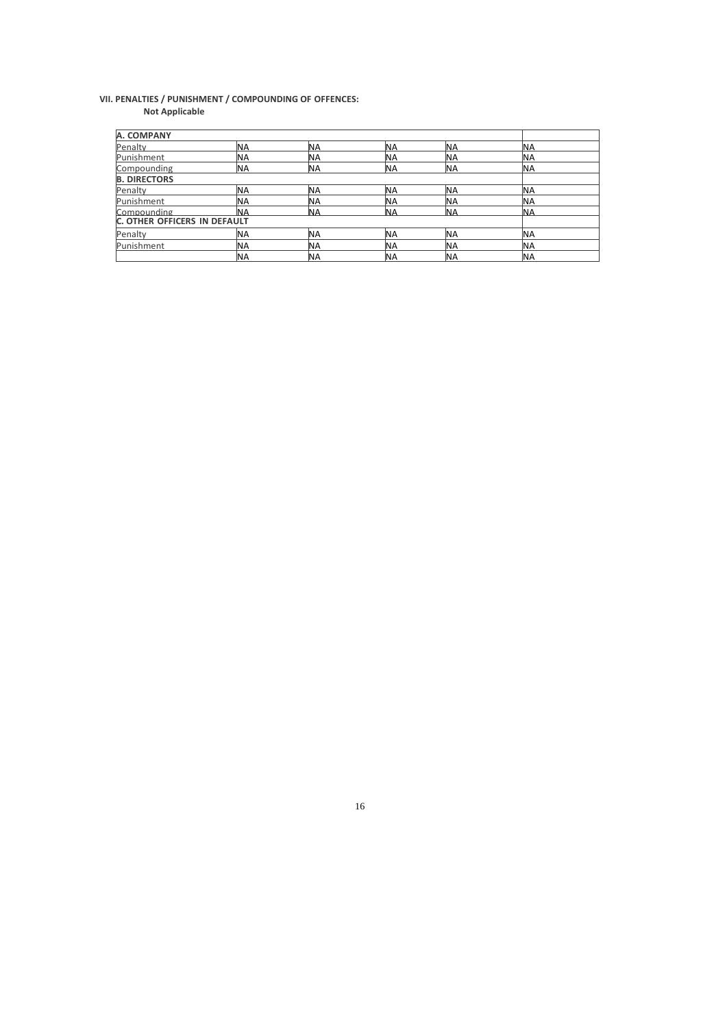**VII. PENALTIES / PUNISHMENT / COMPOUNDING OF OFFENCES:**

**Not Applicable**

| **A. COMPANY** | | | | | |
|---|---|---|---|---|---|
| Penalty | NA | NA | NA | NA | NA |
| Punishment | NA | NA | NA | NA | NA |
| Compounding | NA | NA | NA | NA | NA |
| **B. DIRECTORS** | | | | | |
| Penalty | NA | NA | NA | NA | NA |
| Punishment | NA | NA | NA | NA | NA |
| Compounding | NA | NA | NA | NA | NA |
| **C. OTHER OFFICERS IN DEFAULT** | | | | | |
| Penalty | NA | NA | NA | NA | NA |
| Punishment | NA | NA | NA | NA | NA |
| | NA | NA | NA | NA | NA |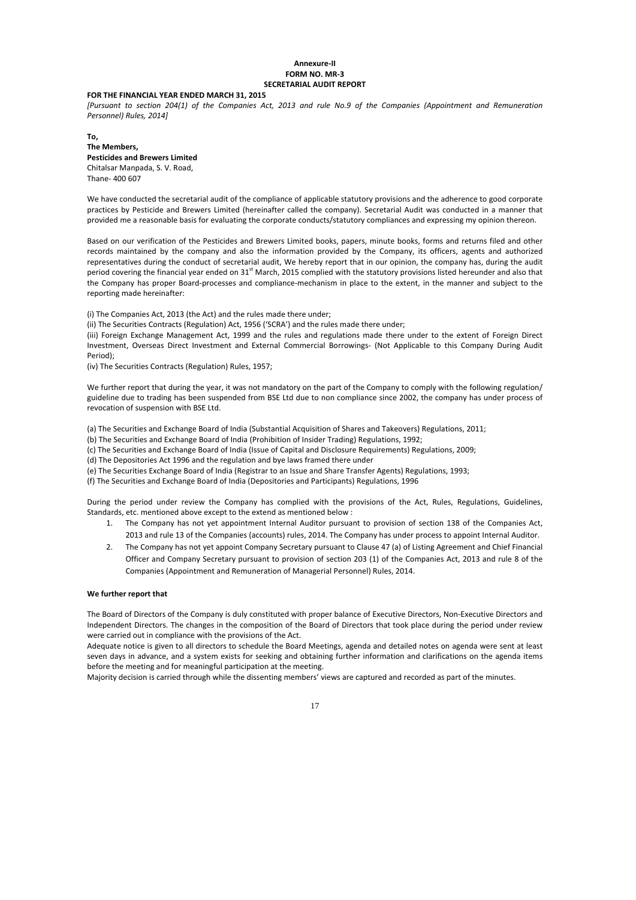**Annexure-II**
**FORM NO. MR-3**
**SECRETARIAL AUDIT REPORT**

**FOR THE FINANCIAL YEAR ENDED MARCH 31, 2015**

*[Pursuant to section 204(1) of the Companies Act, 2013 and rule No.9 of the Companies (Appointment and Remuneration Personnel) Rules, 2014]*

**To,**
**The Members,**
**Pesticides and Brewers Limited**
Chitalsar Manpada, S. V. Road,
Thane- 400 607

We have conducted the secretarial audit of the compliance of applicable statutory provisions and the adherence to good corporate practices by Pesticide and Brewers Limited (hereinafter called the company). Secretarial Audit was conducted in a manner that provided me a reasonable basis for evaluating the corporate conducts/statutory compliances and expressing my opinion thereon.

Based on our verification of the Pesticides and Brewers Limited books, papers, minute books, forms and returns filed and other records maintained by the company and also the information provided by the Company, its officers, agents and authorized representatives during the conduct of secretarial audit, We hereby report that in our opinion, the company has, during the audit period covering the financial year ended on 31st March, 2015 complied with the statutory provisions listed hereunder and also that the Company has proper Board-processes and compliance-mechanism in place to the extent, in the manner and subject to the reporting made hereinafter:

(i) The Companies Act, 2013 (the Act) and the rules made there under;
(ii) The Securities Contracts (Regulation) Act, 1956 ('SCRA') and the rules made there under;
(iii) Foreign Exchange Management Act, 1999 and the rules and regulations made there under to the extent of Foreign Direct Investment, Overseas Direct Investment and External Commercial Borrowings- (Not Applicable to this Company During Audit Period);
(iv) The Securities Contracts (Regulation) Rules, 1957;

We further report that during the year, it was not mandatory on the part of the Company to comply with the following regulation/ guideline due to trading has been suspended from BSE Ltd due to non compliance since 2002, the company has under process of revocation of suspension with BSE Ltd.

(a) The Securities and Exchange Board of India (Substantial Acquisition of Shares and Takeovers) Regulations, 2011;
(b) The Securities and Exchange Board of India (Prohibition of Insider Trading) Regulations, 1992;
(c) The Securities and Exchange Board of India (Issue of Capital and Disclosure Requirements) Regulations, 2009;
(d) The Depositories Act 1996 and the regulation and bye laws framed there under
(e) The Securities Exchange Board of India (Registrar to an Issue and Share Transfer Agents) Regulations, 1993;
(f) The Securities and Exchange Board of India (Depositories and Participants) Regulations, 1996

During the period under review the Company has complied with the provisions of the Act, Rules, Regulations, Guidelines, Standards, etc. mentioned above except to the extend as mentioned below :

1. The Company has not yet appointment Internal Auditor pursuant to provision of section 138 of the Companies Act, 2013 and rule 13 of the Companies (accounts) rules, 2014. The Company has under process to appoint Internal Auditor.
2. The Company has not yet appoint Company Secretary pursuant to Clause 47 (a) of Listing Agreement and Chief Financial Officer and Company Secretary pursuant to provision of section 203 (1) of the Companies Act, 2013 and rule 8 of the Companies (Appointment and Remuneration of Managerial Personnel) Rules, 2014.

**We further report that**

The Board of Directors of the Company is duly constituted with proper balance of Executive Directors, Non-Executive Directors and Independent Directors. The changes in the composition of the Board of Directors that took place during the period under review were carried out in compliance with the provisions of the Act.

Adequate notice is given to all directors to schedule the Board Meetings, agenda and detailed notes on agenda were sent at least seven days in advance, and a system exists for seeking and obtaining further information and clarifications on the agenda items before the meeting and for meaningful participation at the meeting.

Majority decision is carried through while the dissenting members' views are captured and recorded as part of the minutes.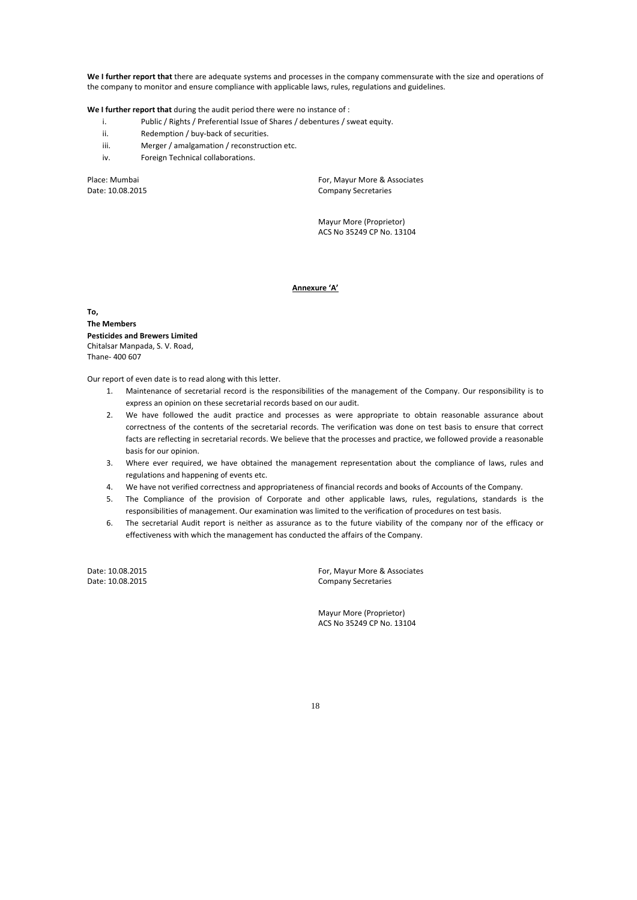**We I further report that** there are adequate systems and processes in the company commensurate with the size and operations of the company to monitor and ensure compliance with applicable laws, rules, regulations and guidelines.

**We I further report that** during the audit period there were no instance of :

i. Public / Rights / Preferential Issue of Shares / debentures / sweat equity.
ii. Redemption / buy-back of securities.
iii. Merger / amalgamation / reconstruction etc.
iv. Foreign Technical collaborations.

Place: Mumbai
Date: 10.08.2015

For, Mayur More & Associates
Company Secretaries

Mayur More (Proprietor)
ACS No 35249 CP No. 13104

**Annexure 'A'**

**To,**
**The Members**
**Pesticides and Brewers Limited**
Chitalsar Manpada, S. V. Road,
Thane- 400 607

Our report of even date is to read along with this letter.

1. Maintenance of secretarial record is the responsibilities of the management of the Company. Our responsibility is to express an opinion on these secretarial records based on our audit.
2. We have followed the audit practice and processes as were appropriate to obtain reasonable assurance about correctness of the contents of the secretarial records. The verification was done on test basis to ensure that correct facts are reflecting in secretarial records. We believe that the processes and practice, we followed provide a reasonable basis for our opinion.
3. Where ever required, we have obtained the management representation about the compliance of laws, rules and regulations and happening of events etc.
4. We have not verified correctness and appropriateness of financial records and books of Accounts of the Company.
5. The Compliance of the provision of Corporate and other applicable laws, rules, regulations, standards is the responsibilities of management. Our examination was limited to the verification of procedures on test basis.
6. The secretarial Audit report is neither as assurance as to the future viability of the company nor of the efficacy or effectiveness with which the management has conducted the affairs of the Company.

Date: 10.08.2015
Date: 10.08.2015

For, Mayur More & Associates
Company Secretaries

Mayur More (Proprietor)
ACS No 35249 CP No. 13104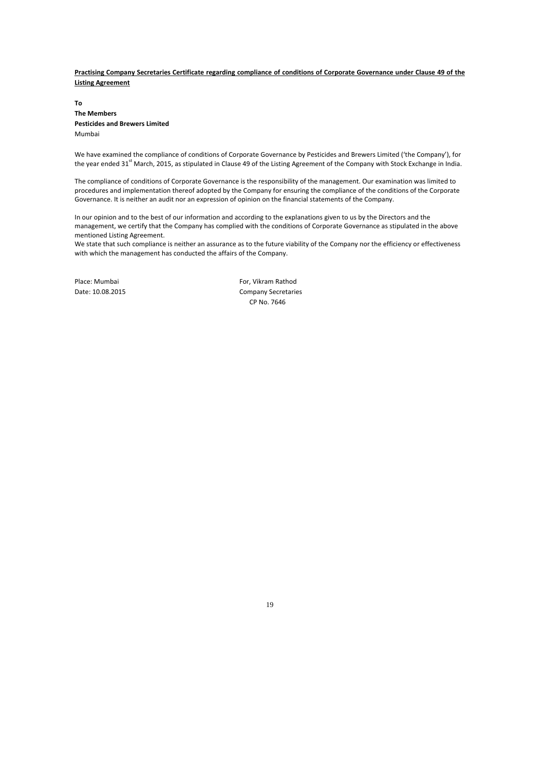**<u>Practising Company Secretaries Certificate regarding compliance of conditions of Corporate Governance under Clause 49 of the Listing Agreement</u>**

**To**
**The Members**
**Pesticides and Brewers Limited**
Mumbai

We have examined the compliance of conditions of Corporate Governance by Pesticides and Brewers Limited ('the Company'), for the year ended 31st March, 2015, as stipulated in Clause 49 of the Listing Agreement of the Company with Stock Exchange in India.

The compliance of conditions of Corporate Governance is the responsibility of the management. Our examination was limited to procedures and implementation thereof adopted by the Company for ensuring the compliance of the conditions of the Corporate Governance. It is neither an audit nor an expression of opinion on the financial statements of the Company.

In our opinion and to the best of our information and according to the explanations given to us by the Directors and the management, we certify that the Company has complied with the conditions of Corporate Governance as stipulated in the above mentioned Listing Agreement.
We state that such compliance is neither an assurance as to the future viability of the Company nor the efficiency or effectiveness with which the management has conducted the affairs of the Company.

Place: Mumbai
Date: 10.08.2015

For, Vikram Rathod
Company Secretaries
CP No. 7646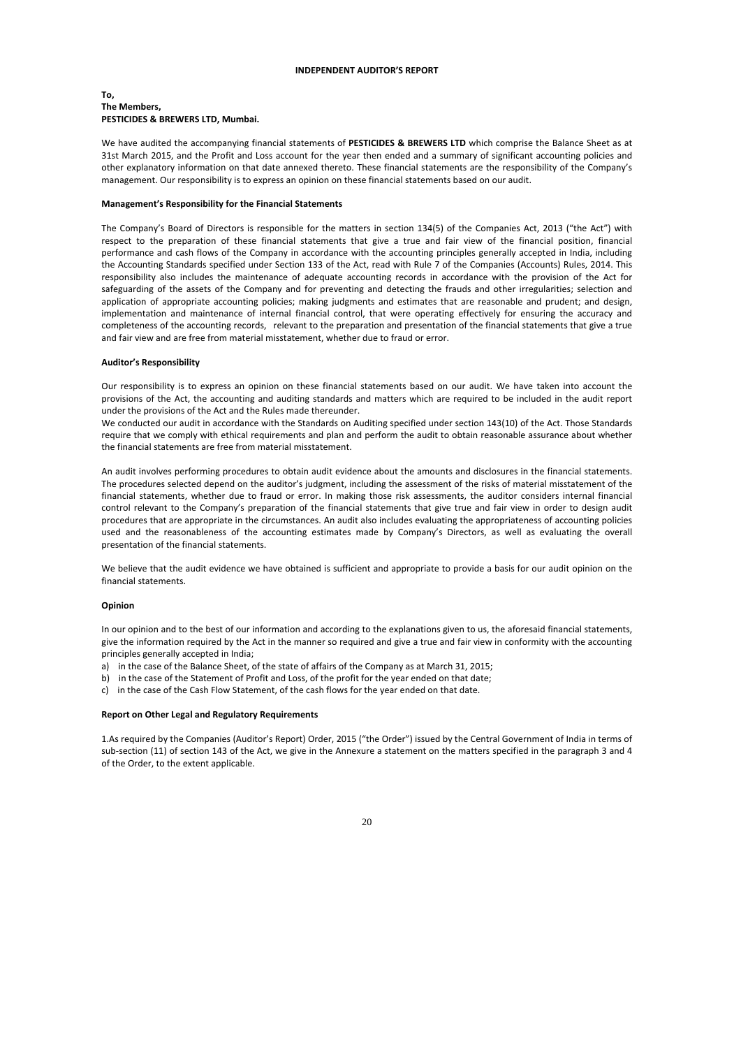# INDEPENDENT AUDITOR'S REPORT

**To,**
**The Members,**
**PESTICIDES & BREWERS LTD, Mumbai.**

We have audited the accompanying financial statements of **PESTICIDES & BREWERS LTD** which comprise the Balance Sheet as at 31st March 2015, and the Profit and Loss account for the year then ended and a summary of significant accounting policies and other explanatory information on that date annexed thereto. These financial statements are the responsibility of the Company's management. Our responsibility is to express an opinion on these financial statements based on our audit.

**Management's Responsibility for the Financial Statements**

The Company's Board of Directors is responsible for the matters in section 134(5) of the Companies Act, 2013 ("the Act") with respect to the preparation of these financial statements that give a true and fair view of the financial position, financial performance and cash flows of the Company in accordance with the accounting principles generally accepted in India, including the Accounting Standards specified under Section 133 of the Act, read with Rule 7 of the Companies (Accounts) Rules, 2014. This responsibility also includes the maintenance of adequate accounting records in accordance with the provision of the Act for safeguarding of the assets of the Company and for preventing and detecting the frauds and other irregularities; selection and application of appropriate accounting policies; making judgments and estimates that are reasonable and prudent; and design, implementation and maintenance of internal financial control, that were operating effectively for ensuring the accuracy and completeness of the accounting records, relevant to the preparation and presentation of the financial statements that give a true and fair view and are free from material misstatement, whether due to fraud or error.

**Auditor's Responsibility**

Our responsibility is to express an opinion on these financial statements based on our audit. We have taken into account the provisions of the Act, the accounting and auditing standards and matters which are required to be included in the audit report under the provisions of the Act and the Rules made thereunder.
We conducted our audit in accordance with the Standards on Auditing specified under section 143(10) of the Act. Those Standards require that we comply with ethical requirements and plan and perform the audit to obtain reasonable assurance about whether the financial statements are free from material misstatement.

An audit involves performing procedures to obtain audit evidence about the amounts and disclosures in the financial statements. The procedures selected depend on the auditor's judgment, including the assessment of the risks of material misstatement of the financial statements, whether due to fraud or error. In making those risk assessments, the auditor considers internal financial control relevant to the Company's preparation of the financial statements that give true and fair view in order to design audit procedures that are appropriate in the circumstances. An audit also includes evaluating the appropriateness of accounting policies used and the reasonableness of the accounting estimates made by Company's Directors, as well as evaluating the overall presentation of the financial statements.

We believe that the audit evidence we have obtained is sufficient and appropriate to provide a basis for our audit opinion on the financial statements.

**Opinion**

In our opinion and to the best of our information and according to the explanations given to us, the aforesaid financial statements, give the information required by the Act in the manner so required and give a true and fair view in conformity with the accounting principles generally accepted in India;

a) in the case of the Balance Sheet, of the state of affairs of the Company as at March 31, 2015;
b) in the case of the Statement of Profit and Loss, of the profit for the year ended on that date;
c) in the case of the Cash Flow Statement, of the cash flows for the year ended on that date.

**Report on Other Legal and Regulatory Requirements**

1.As required by the Companies (Auditor's Report) Order, 2015 ("the Order") issued by the Central Government of India in terms of sub-section (11) of section 143 of the Act, we give in the Annexure a statement on the matters specified in the paragraph 3 and 4 of the Order, to the extent applicable.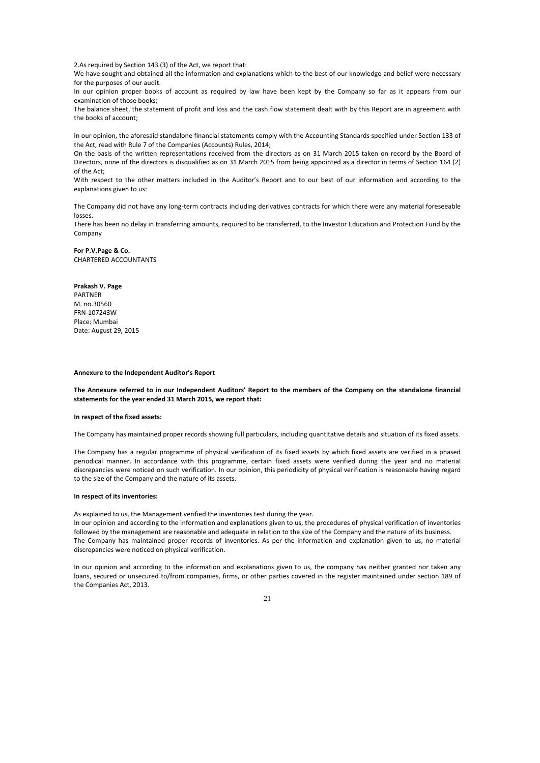2.As required by Section 143 (3) of the Act, we report that:

We have sought and obtained all the information and explanations which to the best of our knowledge and belief were necessary for the purposes of our audit.

In our opinion proper books of account as required by law have been kept by the Company so far as it appears from our examination of those books;

The balance sheet, the statement of profit and loss and the cash flow statement dealt with by this Report are in agreement with the books of account;

In our opinion, the aforesaid standalone financial statements comply with the Accounting Standards specified under Section 133 of the Act, read with Rule 7 of the Companies (Accounts) Rules, 2014;

On the basis of the written representations received from the directors as on 31 March 2015 taken on record by the Board of Directors, none of the directors is disqualified as on 31 March 2015 from being appointed as a director in terms of Section 164 (2) of the Act;

With respect to the other matters included in the Auditor's Report and to our best of our information and according to the explanations given to us:

The Company did not have any long-term contracts including derivatives contracts for which there were any material foreseeable losses.

There has been no delay in transferring amounts, required to be transferred, to the Investor Education and Protection Fund by the Company

**For P.V.Page & Co.**
CHARTERED ACCOUNTANTS

**Prakash V. Page**
PARTNER
M. no.30560
FRN-107243W
Place: Mumbai
Date: August 29, 2015

**Annexure to the Independent Auditor's Report**

**The Annexure referred to in our Independent Auditors' Report to the members of the Company on the standalone financial statements for the year ended 31 March 2015, we report that:**

**In respect of the fixed assets:**

The Company has maintained proper records showing full particulars, including quantitative details and situation of its fixed assets.

The Company has a regular programme of physical verification of its fixed assets by which fixed assets are verified in a phased periodical manner. In accordance with this programme, certain fixed assets were verified during the year and no material discrepancies were noticed on such verification. In our opinion, this periodicity of physical verification is reasonable having regard to the size of the Company and the nature of its assets.

**In respect of its inventories:**

As explained to us, the Management verified the inventories test during the year.

In our opinion and according to the information and explanations given to us, the procedures of physical verification of inventories followed by the management are reasonable and adequate in relation to the size of the Company and the nature of its business.

The Company has maintained proper records of inventories. As per the information and explanation given to us, no material discrepancies were noticed on physical verification.

In our opinion and according to the information and explanations given to us, the company has neither granted nor taken any loans, secured or unsecured to/from companies, firms, or other parties covered in the register maintained under section 189 of the Companies Act, 2013.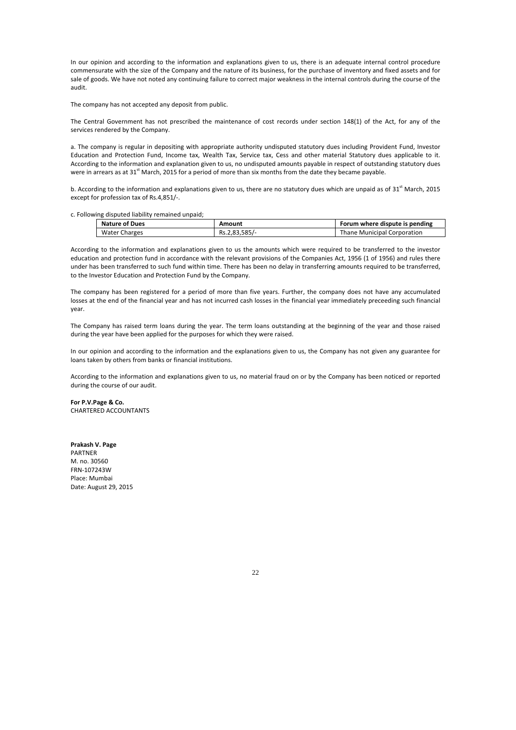In our opinion and according to the information and explanations given to us, there is an adequate internal control procedure commensurate with the size of the Company and the nature of its business, for the purchase of inventory and fixed assets and for sale of goods. We have not noted any continuing failure to correct major weakness in the internal controls during the course of the audit.

The company has not accepted any deposit from public.

The Central Government has not prescribed the maintenance of cost records under section 148(1) of the Act, for any of the services rendered by the Company.

a. The company is regular in depositing with appropriate authority undisputed statutory dues including Provident Fund, Investor Education and Protection Fund, Income tax, Wealth Tax, Service tax, Cess and other material Statutory dues applicable to it. According to the information and explanation given to us, no undisputed amounts payable in respect of outstanding statutory dues were in arrears as at 31st March, 2015 for a period of more than six months from the date they became payable.

b. According to the information and explanations given to us, there are no statutory dues which are unpaid as of 31st March, 2015 except for profession tax of Rs.4,851/-.

c. Following disputed liability remained unpaid;

| Nature of Dues | Amount | Forum where dispute is pending |
|---|---|---|
| Water Charges | Rs.2,83,585/- | Thane Municipal Corporation |

According to the information and explanations given to us the amounts which were required to be transferred to the investor education and protection fund in accordance with the relevant provisions of the Companies Act, 1956 (1 of 1956) and rules there under has been transferred to such fund within time. There has been no delay in transferring amounts required to be transferred, to the Investor Education and Protection Fund by the Company.

The company has been registered for a period of more than five years. Further, the company does not have any accumulated losses at the end of the financial year and has not incurred cash losses in the financial year immediately preceeding such financial year.

The Company has raised term loans during the year. The term loans outstanding at the beginning of the year and those raised during the year have been applied for the purposes for which they were raised.

In our opinion and according to the information and the explanations given to us, the Company has not given any guarantee for loans taken by others from banks or financial institutions.

According to the information and explanations given to us, no material fraud on or by the Company has been noticed or reported during the course of our audit.

**For P.V.Page & Co.**
CHARTERED ACCOUNTANTS

**Prakash V. Page**
PARTNER
M. no. 30560
FRN-107243W
Place: Mumbai
Date: August 29, 2015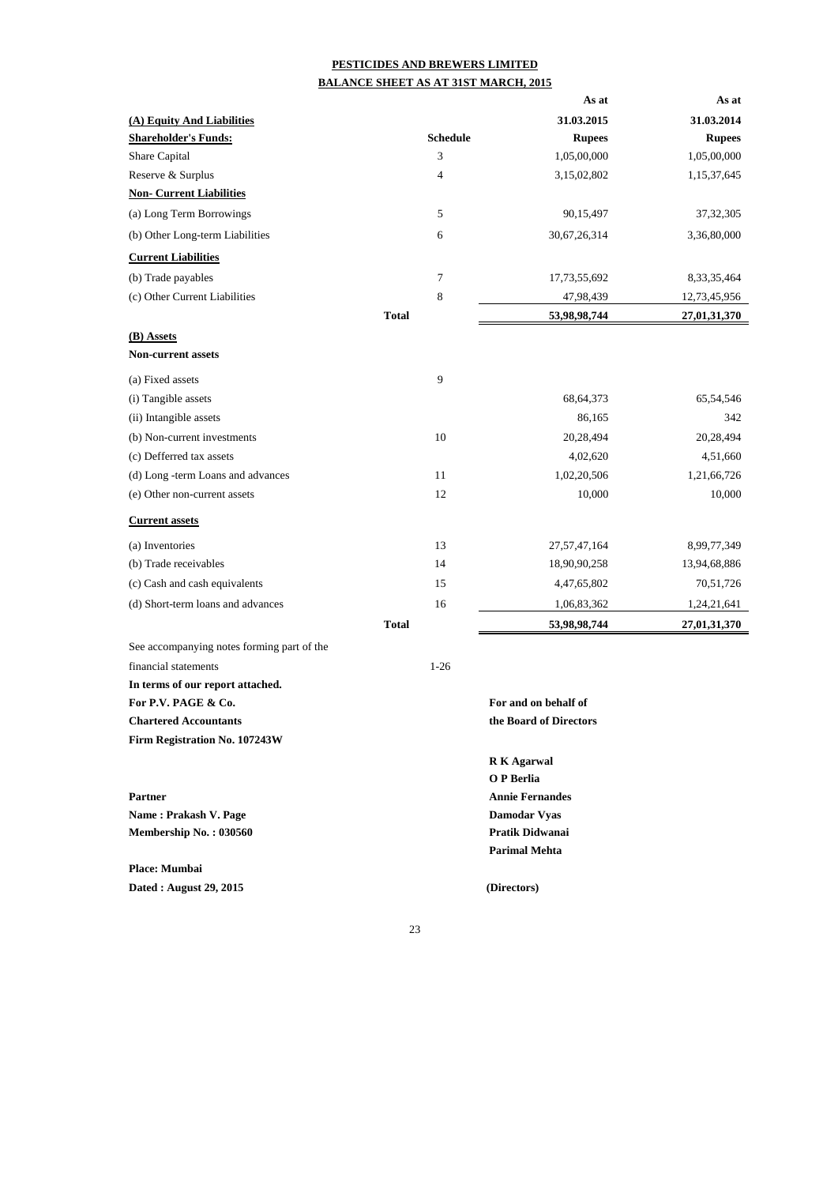# PESTICIDES AND BREWERS LIMITED

## BALANCE SHEET AS AT 31ST MARCH, 2015

| | | As at | As at |
|---|---|---|---|
| **(A) Equity And Liabilities** | | **31.03.2015** | **31.03.2014** |
| **Shareholder's Funds:** | **Schedule** | **Rupees** | **Rupees** |
| Share Capital | 3 | 1,05,00,000 | 1,05,00,000 |
| Reserve & Surplus | 4 | 3,15,02,802 | 1,15,37,645 |
| **Non- Current Liabilities** | | | |
| (a) Long Term Borrowings | 5 | 90,15,497 | 37,32,305 |
| (b) Other Long-term Liabilities | 6 | 30,67,26,314 | 3,36,80,000 |
| **Current Liabilities** | | | |
| (b) Trade payables | 7 | 17,73,55,692 | 8,33,35,464 |
| (c) Other Current Liabilities | 8 | 47,98,439 | 12,73,45,956 |
| **Total** | | **53,98,98,744** | **27,01,31,370** |
| **(B) Assets** | | | |
| **Non-current assets** | | | |
| (a) Fixed assets | 9 | | |
| (i) Tangible assets | | 68,64,373 | 65,54,546 |
| (ii) Intangible assets | | 86,165 | 342 |
| (b) Non-current investments | 10 | 20,28,494 | 20,28,494 |
| (c) Defferred tax assets | | 4,02,620 | 4,51,660 |
| (d) Long -term Loans and advances | 11 | 1,02,20,506 | 1,21,66,726 |
| (e) Other non-current assets | 12 | 10,000 | 10,000 |
| **Current assets** | | | |
| (a) Inventories | 13 | 27,57,47,164 | 8,99,77,349 |
| (b) Trade receivables | 14 | 18,90,90,258 | 13,94,68,886 |
| (c) Cash and cash equivalents | 15 | 4,47,65,802 | 70,51,726 |
| (d) Short-term loans and advances | 16 | 1,06,83,362 | 1,24,21,641 |
| **Total** | | **53,98,98,744** | **27,01,31,370** |

See accompanying notes forming part of the financial statements 1-26

**In terms of our report attached.**
**For P.V. PAGE & Co.**
**Chartered Accountants**
**Firm Registration No. 107243W**

**Partner**
**Name : Prakash V. Page**
**Membership No. : 030560**

**Place: Mumbai**
**Dated : August 29, 2015**

**For and on behalf of**
**the Board of Directors**

**R K Agarwal**
**O P Berlia**
**Annie Fernandes**
**Damodar Vyas**
**Pratik Didwanai**
**Parimal Mehta**

**(Directors)**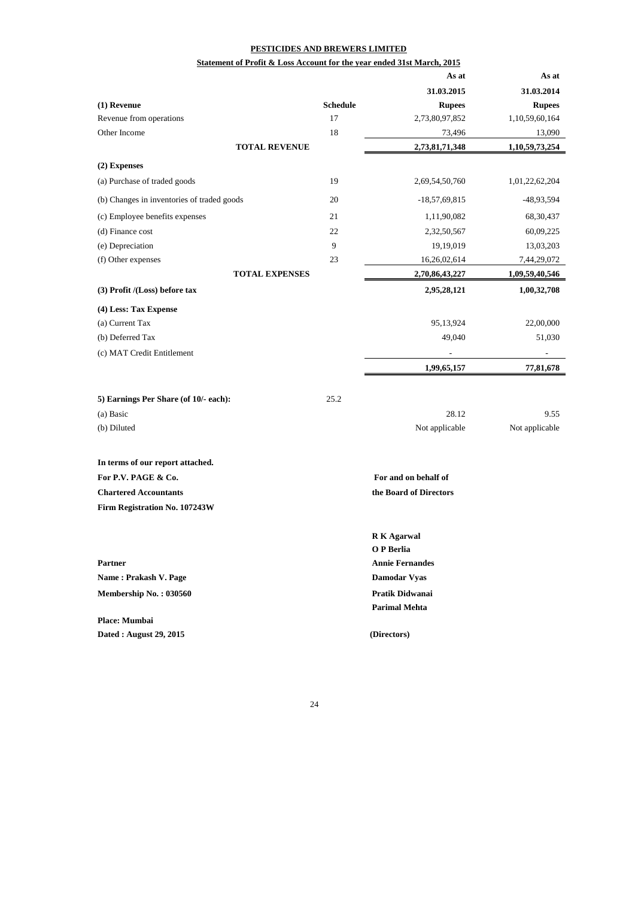**PESTICIDES AND BREWERS LIMITED**

**Statement of Profit & Loss Account for the year ended 31st March, 2015**

| | Schedule | As at 31.03.2015 Rupees | As at 31.03.2014 Rupees |
|---|---|---|---|
| **(1) Revenue** | | | |
| Revenue from operations | 17 | 2,73,80,97,852 | 1,10,59,60,164 |
| Other Income | 18 | 73,496 | 13,090 |
| **TOTAL REVENUE** | | **2,73,81,71,348** | **1,10,59,73,254** |
| **(2) Expenses** | | | |
| (a) Purchase of traded goods | 19 | 2,69,54,50,760 | 1,01,22,62,204 |
| (b) Changes in inventories of traded goods | 20 | -18,57,69,815 | -48,93,594 |
| (c) Employee benefits expenses | 21 | 1,11,90,082 | 68,30,437 |
| (d) Finance cost | 22 | 2,32,50,567 | 60,09,225 |
| (e) Depreciation | 9 | 19,19,019 | 13,03,203 |
| (f) Other expenses | 23 | 16,26,02,614 | 7,44,29,072 |
| **TOTAL EXPENSES** | | **2,70,86,43,227** | **1,09,59,40,546** |
| **(3) Profit /(Loss) before tax** | | **2,95,28,121** | **1,00,32,708** |
| **(4) Less: Tax Expense** | | | |
| (a) Current Tax | | 95,13,924 | 22,00,000 |
| (b) Deferred Tax | | 49,040 | 51,030 |
| (c) MAT Credit Entitlement | | - | - |
| | | **1,99,65,157** | **77,81,678** |
| **5) Earnings Per Share (of 10/- each):** | 25.2 | | |
| (a) Basic | | 28.12 | 9.55 |
| (b) Diluted | | Not applicable | Not applicable |

**In terms of our report attached.**

**For P.V. PAGE & Co.**
**Chartered Accountants**
**Firm Registration No. 107243W**

**Partner**
**Name : Prakash V. Page**
**Membership No. : 030560**

**Place: Mumbai**
**Dated : August 29, 2015**

**For and on behalf of**
**the Board of Directors**

**R K Agarwal**
**O P Berlia**
**Annie Fernandes**
**Damodar Vyas**
**Pratik Didwanai**
**Parimal Mehta**

**(Directors)**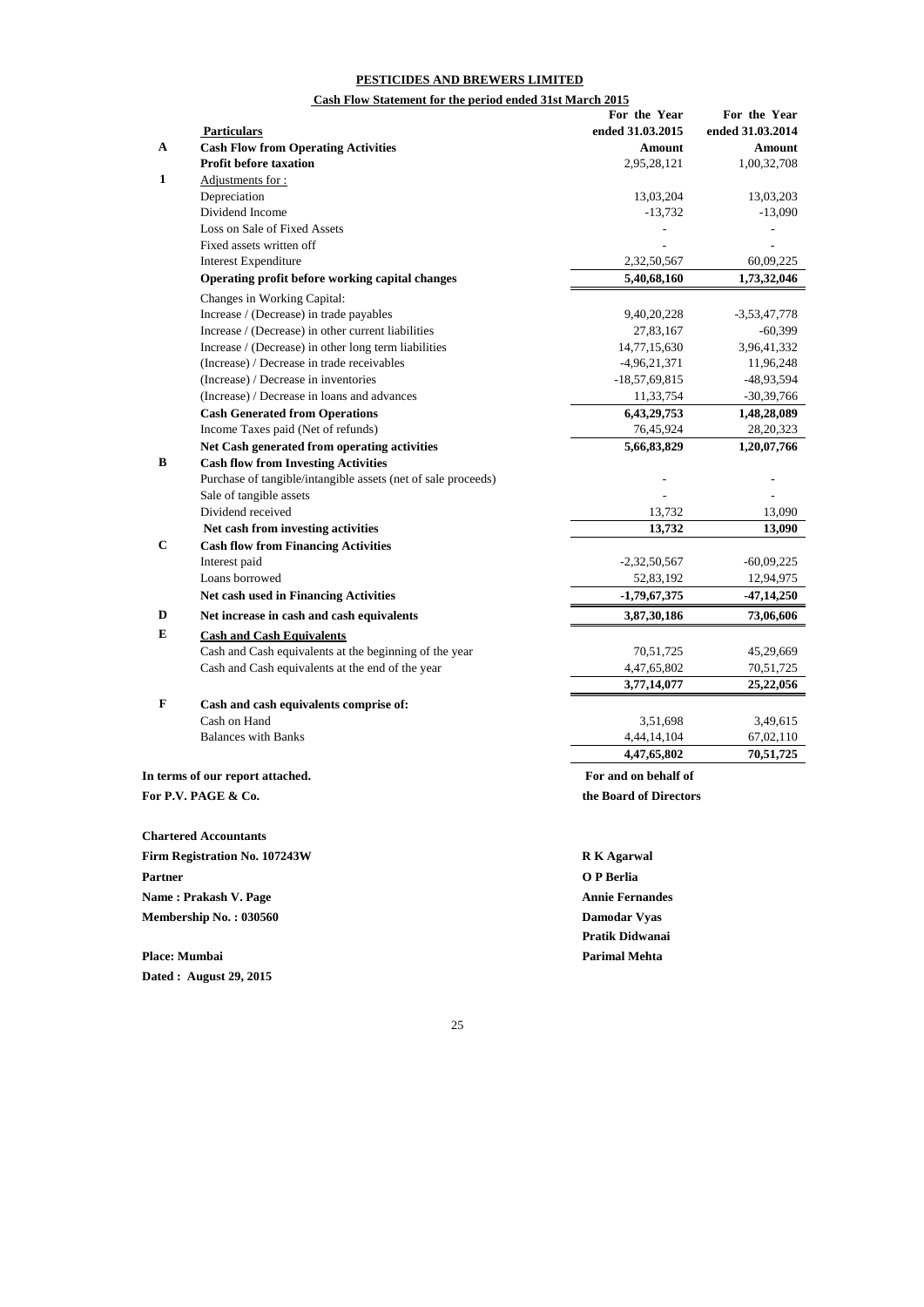# PESTICIDES AND BREWERS LIMITED

## Cash Flow Statement for the period ended 31st March 2015

| | Particulars | For the Year ended 31.03.2015 | For the Year ended 31.03.2014 |
|---|---|---|---|
| **A** | **Cash Flow from Operating Activities** | **Amount** | **Amount** |
| | **Profit before taxation** | 2,95,28,121 | 1,00,32,708 |
| **1** | Adjustments for : | | |
| | Depreciation | 13,03,204 | 13,03,203 |
| | Dividend Income | -13,732 | -13,090 |
| | Loss on Sale of Fixed Assets | - | - |
| | Fixed assets written off | - | |
| | Interest Expenditure | 2,32,50,567 | 60,09,225 |
| | **Operating profit before working capital changes** | **5,40,68,160** | **1,73,32,046** |
| | Changes in Working Capital: | | |
| | Increase / (Decrease) in trade payables | 9,40,20,228 | -3,53,47,778 |
| | Increase / (Decrease) in other current liabilities | 27,83,167 | -60,399 |
| | Increase / (Decrease) in other long term liabilities | 14,77,15,630 | 3,96,41,332 |
| | (Increase) / Decrease in trade receivables | -4,96,21,371 | 11,96,248 |
| | (Increase) / Decrease in inventories | -18,57,69,815 | -48,93,594 |
| | (Increase) / Decrease in loans and advances | 11,33,754 | -30,39,766 |
| | **Cash Generated from Operations** | **6,43,29,753** | **1,48,28,089** |
| | Income Taxes paid (Net of refunds) | 76,45,924 | 28,20,323 |
| | **Net Cash generated from operating activities** | **5,66,83,829** | **1,20,07,766** |
| **B** | **Cash flow from Investing Activities** | | |
| | Purchase of tangible/intangible assets (net of sale proceeds) | - | - |
| | Sale of tangible assets | - | - |
| | Dividend received | 13,732 | 13,090 |
| | **Net cash from investing activities** | **13,732** | **13,090** |
| **C** | **Cash flow from Financing Activities** | | |
| | Interest paid | -2,32,50,567 | -60,09,225 |
| | Loans borrowed | 52,83,192 | 12,94,975 |
| | **Net cash used in Financing Activities** | **-1,79,67,375** | **-47,14,250** |
| **D** | **Net increase in cash and cash equivalents** | **3,87,30,186** | **73,06,606** |
| **E** | **Cash and Cash Equivalents** | | |
| | Cash and Cash equivalents at the beginning of the year | 70,51,725 | 45,29,669 |
| | Cash and Cash equivalents at the end of the year | 4,47,65,802 | 70,51,725 |
| | | **3,77,14,077** | **25,22,056** |
| **F** | **Cash and cash equivalents comprise of:** | | |
| | Cash on Hand | 3,51,698 | 3,49,615 |
| | Balances with Banks | 4,44,14,104 | 67,02,110 |
| | | **4,47,65,802** | **70,51,725** |

**In terms of our report attached.**
**For P.V. PAGE & Co.**

**Chartered Accountants**
**Firm Registration No. 107243W**
**Partner**
**Name : Prakash V. Page**
**Membership No. : 030560**

**Place: Mumbai**
**Dated : August 29, 2015**

**For and on behalf of**
**the Board of Directors**

**R K Agarwal**
**O P Berlia**
**Annie Fernandes**
**Damodar Vyas**
**Pratik Didwanai**
**Parimal Mehta**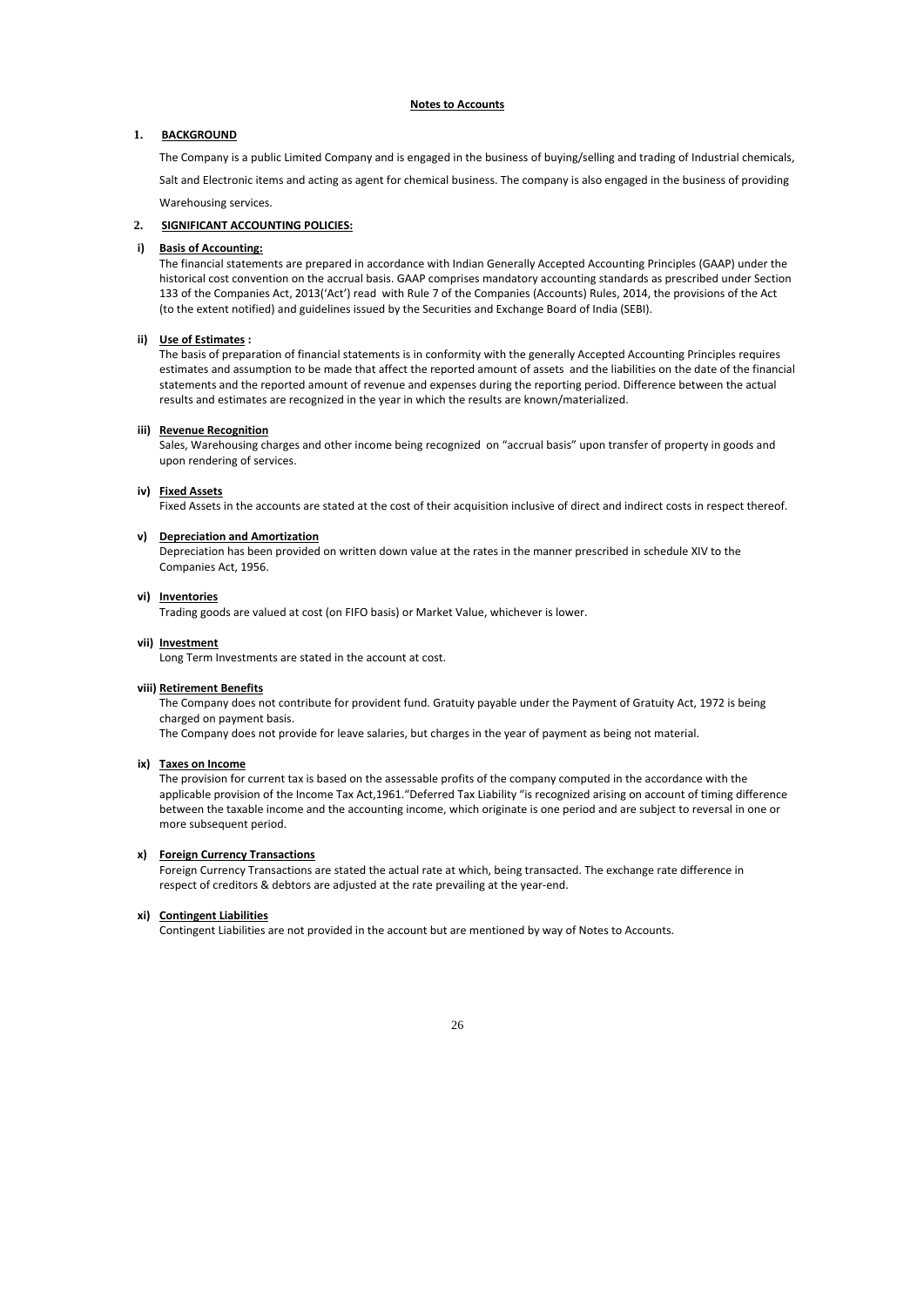## Notes to Accounts

### 1. BACKGROUND

The Company is a public Limited Company and is engaged in the business of buying/selling and trading of Industrial chemicals, Salt and Electronic items and acting as agent for chemical business. The company is also engaged in the business of providing Warehousing services.

### 2. SIGNIFICANT ACCOUNTING POLICIES:

**i) Basis of Accounting:**

The financial statements are prepared in accordance with Indian Generally Accepted Accounting Principles (GAAP) under the historical cost convention on the accrual basis. GAAP comprises mandatory accounting standards as prescribed under Section 133 of the Companies Act, 2013('Act') read with Rule 7 of the Companies (Accounts) Rules, 2014, the provisions of the Act (to the extent notified) and guidelines issued by the Securities and Exchange Board of India (SEBI).

**ii) Use of Estimates :**

The basis of preparation of financial statements is in conformity with the generally Accepted Accounting Principles requires estimates and assumption to be made that affect the reported amount of assets and the liabilities on the date of the financial statements and the reported amount of revenue and expenses during the reporting period. Difference between the actual results and estimates are recognized in the year in which the results are known/materialized.

**iii) Revenue Recognition**

Sales, Warehousing charges and other income being recognized on "accrual basis" upon transfer of property in goods and upon rendering of services.

**iv) Fixed Assets**

Fixed Assets in the accounts are stated at the cost of their acquisition inclusive of direct and indirect costs in respect thereof.

**v) Depreciation and Amortization**

Depreciation has been provided on written down value at the rates in the manner prescribed in schedule XIV to the Companies Act, 1956.

**vi) Inventories**

Trading goods are valued at cost (on FIFO basis) or Market Value, whichever is lower.

**vii) Investment**

Long Term Investments are stated in the account at cost.

**viii) Retirement Benefits**

The Company does not contribute for provident fund. Gratuity payable under the Payment of Gratuity Act, 1972 is being charged on payment basis.

The Company does not provide for leave salaries, but charges in the year of payment as being not material.

**ix) Taxes on Income**

The provision for current tax is based on the assessable profits of the company computed in the accordance with the applicable provision of the Income Tax Act,1961."Deferred Tax Liability "is recognized arising on account of timing difference between the taxable income and the accounting income, which originate is one period and are subject to reversal in one or more subsequent period.

**x) Foreign Currency Transactions**

Foreign Currency Transactions are stated the actual rate at which, being transacted. The exchange rate difference in respect of creditors & debtors are adjusted at the rate prevailing at the year-end.

**xi) Contingent Liabilities**

Contingent Liabilities are not provided in the account but are mentioned by way of Notes to Accounts.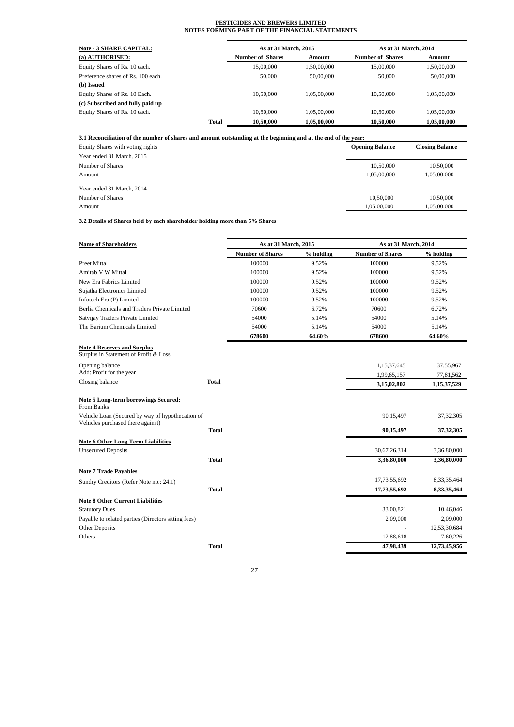**PESTICIDES AND BREWERS LIMITED**
**NOTES FORMING PART OF THE FINANCIAL STATEMENTS**

| Note - 3 SHARE CAPITAL: | | As at 31 March, 2015 | | As at 31 March, 2014 | |
|---|---|---|---|---|---|
| (a) AUTHORISED: | | Number of Shares | Amount | Number of Shares | Amount |
| Equity Shares of Rs. 10 each. | | 15,00,000 | 1,50,00,000 | 15,00,000 | 1,50,00,000 |
| Preference shares of Rs. 100 each. | | 50,000 | 50,00,000 | 50,000 | 50,00,000 |
| **(b) Issued** | | | | | |
| Equity Shares of Rs. 10 Each. | | 10,50,000 | 1,05,00,000 | 10,50,000 | 1,05,00,000 |
| **(c) Subscribed and fully paid up** | | | | | |
| Equity Shares of Rs. 10 each. | | 10,50,000 | 1,05,00,000 | 10,50,000 | 1,05,00,000 |
| | **Total** | **10,50,000** | **1,05,00,000** | **10,50,000** | **1,05,00,000** |

**3.1 Reconciliation of the number of shares and amount outstanding at the beginning and at the end of the year:**

| Equity Shares with voting rights | Opening Balance | Closing Balance |
|---|---|---|
| Year ended 31 March, 2015 | | |
| Number of Shares | 10,50,000 | 10,50,000 |
| Amount | 1,05,00,000 | 1,05,00,000 |
| Year ended 31 March, 2014 | | |
| Number of Shares | 10,50,000 | 10,50,000 |
| Amount | 1,05,00,000 | 1,05,00,000 |

**3.2 Details of Shares held by each shareholder holding more than 5% Shares**

| Name of Shareholders | As at 31 March, 2015 | | As at 31 March, 2014 | |
|---|---|---|---|---|
| | Number of Shares | % holding | Number of Shares | % holding |
| Preet Mittal | 100000 | 9.52% | 100000 | 9.52% |
| Amitab V W Mittal | 100000 | 9.52% | 100000 | 9.52% |
| New Era Fabrics Limited | 100000 | 9.52% | 100000 | 9.52% |
| Sujatha Electronics Limited | 100000 | 9.52% | 100000 | 9.52% |
| Infotech Era (P) Limited | 100000 | 9.52% | 100000 | 9.52% |
| Berlia Chemicals and Traders Private Limited | 70600 | 6.72% | 70600 | 6.72% |
| Satvijay Traders Private Limited | 54000 | 5.14% | 54000 | 5.14% |
| The Barium Chemicals Limited | 54000 | 5.14% | 54000 | 5.14% |
| | **678600** | **64.60%** | **678600** | **64.60%** |

| | | | |
|---|---|---|---|
| **Note 4 Reserves and Surplus** | | | |
| Surplus in Statement of Profit & Loss | | | |
| Opening balance | | 1,15,37,645 | 37,55,967 |
| Add: Profit for the year | | 1,99,65,157 | 77,81,562 |
| Closing balance | **Total** | **3,15,02,802** | **1,15,37,529** |
| **Note 5 Long-term borrowings Secured:** | | | |
| From Banks | | | |
| Vehicle Loan (Secured by way of hypothecation of Vehicles purchased there against) | | 90,15,497 | 37,32,305 |
| | **Total** | **90,15,497** | **37,32,305** |
| **Note 6 Other Long Term Liabilities** | | | |
| Unsecured Deposits | | 30,67,26,314 | 3,36,80,000 |
| | **Total** | **3,36,80,000** | **3,36,80,000** |
| **Note 7 Trade Payables** | | | |
| Sundry Creditors (Refer Note no.: 24.1) | | 17,73,55,692 | 8,33,35,464 |
| | **Total** | **17,73,55,692** | **8,33,35,464** |
| **Note 8 Other Current Liabilities** | | | |
| Statutory Dues | | 33,00,821 | 10,46,046 |
| Payable to related parties (Directors sitting fees) | | 2,09,000 | 2,09,000 |
| Other Deposits | | - | 12,53,30,684 |
| Others | | 12,88,618 | 7,60,226 |
| | **Total** | **47,98,439** | **12,73,45,956** |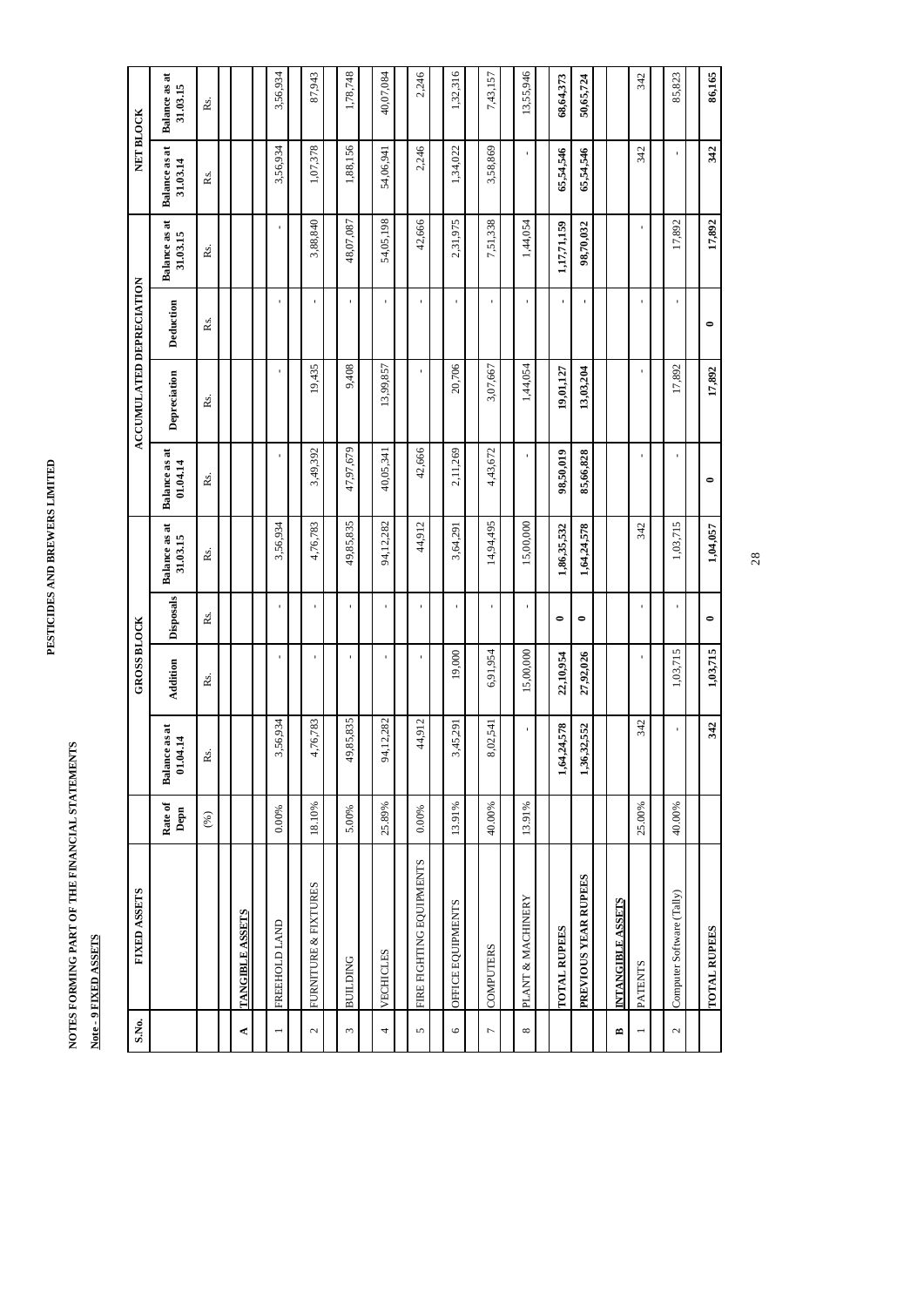**PESTICIDES AND BREWERS LIMITED**

**NOTES FORMING PART OF THE FINANCIAL STATEMENTS**

**Note - 9 FIXED ASSETS**

| S.No. | FIXED ASSETS | Rate of Depn | GROSS BLOCK | | | | ACCUMULATED DEPRECIATION | | | | NET BLOCK | |
|---|---|---|---|---|---|---|---|---|---|---|---|---|
| | | | Balance as at 01.04.14 | Addition | Disposals | Balance as at 31.03.15 | Balance as at 01.04.14 | Depreciation | Deduction | Balance as at 31.03.15 | Balance as at 31.03.14 | Balance as at 31.03.15 |
| | | (%) | Rs. | Rs. | Rs. | Rs. | Rs. | Rs. | Rs. | Rs. | Rs. | Rs. |
| **A** | **TANGIBLE ASSETS** | | | | | | | | | | | |
| 1 | FREEHOLD LAND | 0.00% | 3,56,934 | - | - | 3,56,934 | - | - | - | - | 3,56,934 | 3,56,934 |
| 2 | FURNITURE & FIXTURES | 18.10% | 4,76,783 | - | - | 4,76,783 | 3,49,392 | 19,435 | - | 3,88,840 | 1,07,378 | 87,943 |
| 3 | BUILDING | 5.00% | 49,85,835 | - | - | 49,85,835 | 47,97,679 | 9,408 | - | 48,07,087 | 1,88,156 | 1,78,748 |
| 4 | VECHICLES | 25.89% | 94,12,282 | - | - | 94,12,282 | 40,05,341 | 13,99,857 | - | 54,05,198 | 54,06,941 | 40,07,084 |
| 5 | FIRE FIGHTING EQUIPMENTS | 0.00% | 44,912 | - | - | 44,912 | 42,666 | - | - | 42,666 | 2,246 | 2,246 |
| 6 | OFFICE EQUIPMENTS | 13.91% | 3,45,291 | 19,000 | - | 3,64,291 | 2,11,269 | 20,706 | - | 2,31,975 | 1,34,022 | 1,32,316 |
| 7 | COMPUTERS | 40.00% | 8,02,541 | 6,91,954 | - | 14,94,495 | 4,43,672 | 3,07,667 | - | 7,51,338 | 3,58,869 | 7,43,157 |
| 8 | PLANT & MACHINERY | 13.91% | - | 15,00,000 | - | 15,00,000 | - | 1,44,054 | - | 1,44,054 | - | 13,55,946 |
| | **TOTAL RUPEES** | | **1,64,24,578** | **22,10,954** | **0** | **1,86,35,532** | **98,50,019** | **19,01,127** | **-** | **1,17,71,159** | **65,54,546** | **68,64,373** |
| | **PREVIOUS YEAR RUPEES** | | **1,36,32,552** | **27,92,026** | **0** | **1,64,24,578** | **85,66,828** | **13,03,204** | **-** | **98,70,032** | **65,54,546** | **50,65,724** |
| **B** | **INTANGIBLE ASSETS** | | | | | | | | | | | |
| 1 | PATENTS | 25.00% | 342 | - | - | 342 | - | - | - | - | 342 | 342 |
| 2 | Computer Software (Tally) | 40.00% | - | 1,03,715 | - | 1,03,715 | - | 17,892 | - | 17,892 | - | 85,823 |
| | **TOTAL RUPEES** | | **342** | **1,03,715** | **0** | **1,04,057** | **0** | **17,892** | **0** | **17,892** | **342** | **86,165** |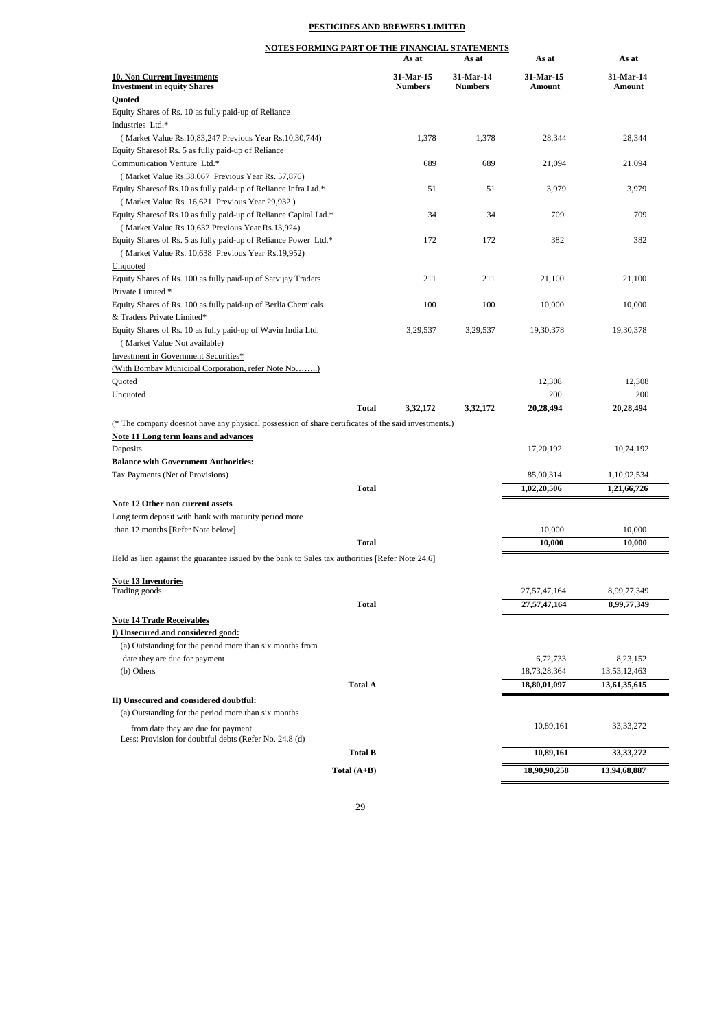# PESTICIDES AND BREWERS LIMITED

## NOTES FORMING PART OF THE FINANCIAL STATEMENTS

| | As at 31-Mar-15 Numbers | As at 31-Mar-14 Numbers | As at 31-Mar-15 Amount | As at 31-Mar-14 Amount |
|---|---|---|---|---|
| **10. Non Current Investments** | | | | |
| **Investment in equity Shares** | | | | |
| **Quoted** | | | | |
| Equity Shares of Rs. 10 as fully paid-up of Reliance Industries Ltd.* | | | | |
| ( Market Value Rs.10,83,247 Previous Year Rs.10,30,744) | 1,378 | 1,378 | 28,344 | 28,344 |
| Equity Sharesof Rs. 5 as fully paid-up of Reliance Communication Venture Ltd.* | 689 | 689 | 21,094 | 21,094 |
| ( Market Value Rs.38,067 Previous Year Rs. 57,876) | | | | |
| Equity Sharesof Rs.10 as fully paid-up of Reliance Infra Ltd.* | 51 | 51 | 3,979 | 3,979 |
| ( Market Value Rs. 16,621 Previous Year 29,932 ) | | | | |
| Equity Sharesof Rs.10 as fully paid-up of Reliance Capital Ltd.* | 34 | 34 | 709 | 709 |
| ( Market Value Rs.10,632 Previous Year Rs.13,924) | | | | |
| Equity Shares of Rs. 5 as fully paid-up of Reliance Power Ltd.* | 172 | 172 | 382 | 382 |
| ( Market Value Rs. 10,638 Previous Year Rs.19,952) | | | | |
| Unquoted | | | | |
| Equity Shares of Rs. 100 as fully paid-up of Satvijay Traders Private Limited * | 211 | 211 | 21,100 | 21,100 |
| Equity Shares of Rs. 100 as fully paid-up of Berlia Chemicals & Traders Private Limited* | 100 | 100 | 10,000 | 10,000 |
| Equity Shares of Rs. 10 as fully paid-up of Wavin India Ltd. | 3,29,537 | 3,29,537 | 19,30,378 | 19,30,378 |
| ( Market Value Not available) | | | | |
| Investment in Government Securities* | | | | |
| (With Bombay Municipal Corporation, refer Note No……..) | | | | |
| Quoted | | | 12,308 | 12,308 |
| Unquoted | | | 200 | 200 |
| **Total** | **3,32,172** | **3,32,172** | **20,28,494** | **20,28,494** |

(* The company doesnot have any physical possession of share certificates of the said investments.)

| | 31-Mar-15 | 31-Mar-14 |
|---|---|---|
| **Note 11 Long term loans and advances** | | |
| Deposits | 17,20,192 | 10,74,192 |
| **Balance with Government Authorities:** | | |
| Tax Payments (Net of Provisions) | 85,00,314 | 1,10,92,534 |
| **Total** | **1,02,20,506** | **1,21,66,726** |
| **Note 12 Other non current assets** | | |
| Long term deposit with bank with maturity period more than 12 months [Refer Note below] | 10,000 | 10,000 |
| **Total** | **10,000** | **10,000** |

Held as lien against the guarantee issued by the bank to Sales tax authorities [Refer Note 24.6]

| | 31-Mar-15 | 31-Mar-14 |
|---|---|---|
| **Note 13 Inventories** | | |
| Trading goods | 27,57,47,164 | 8,99,77,349 |
| **Total** | **27,57,47,164** | **8,99,77,349** |
| **Note 14 Trade Receivables** | | |
| **I) Unsecured and considered good:** | | |
| (a) Outstanding for the period more than six months from date they are due for payment | 6,72,733 | 8,23,152 |
| (b) Others | 18,73,28,364 | 13,53,12,463 |
| **Total A** | **18,80,01,097** | **13,61,35,615** |
| **II) Unsecured and considered doubtful:** | | |
| (a) Outstanding for the period more than six months from date they are due for payment | 10,89,161 | 33,33,272 |
| Less: Provision for doubtful debts (Refer No. 24.8 (d) | | |
| **Total B** | **10,89,161** | **33,33,272** |
| **Total (A+B)** | **18,90,90,258** | **13,94,68,887** |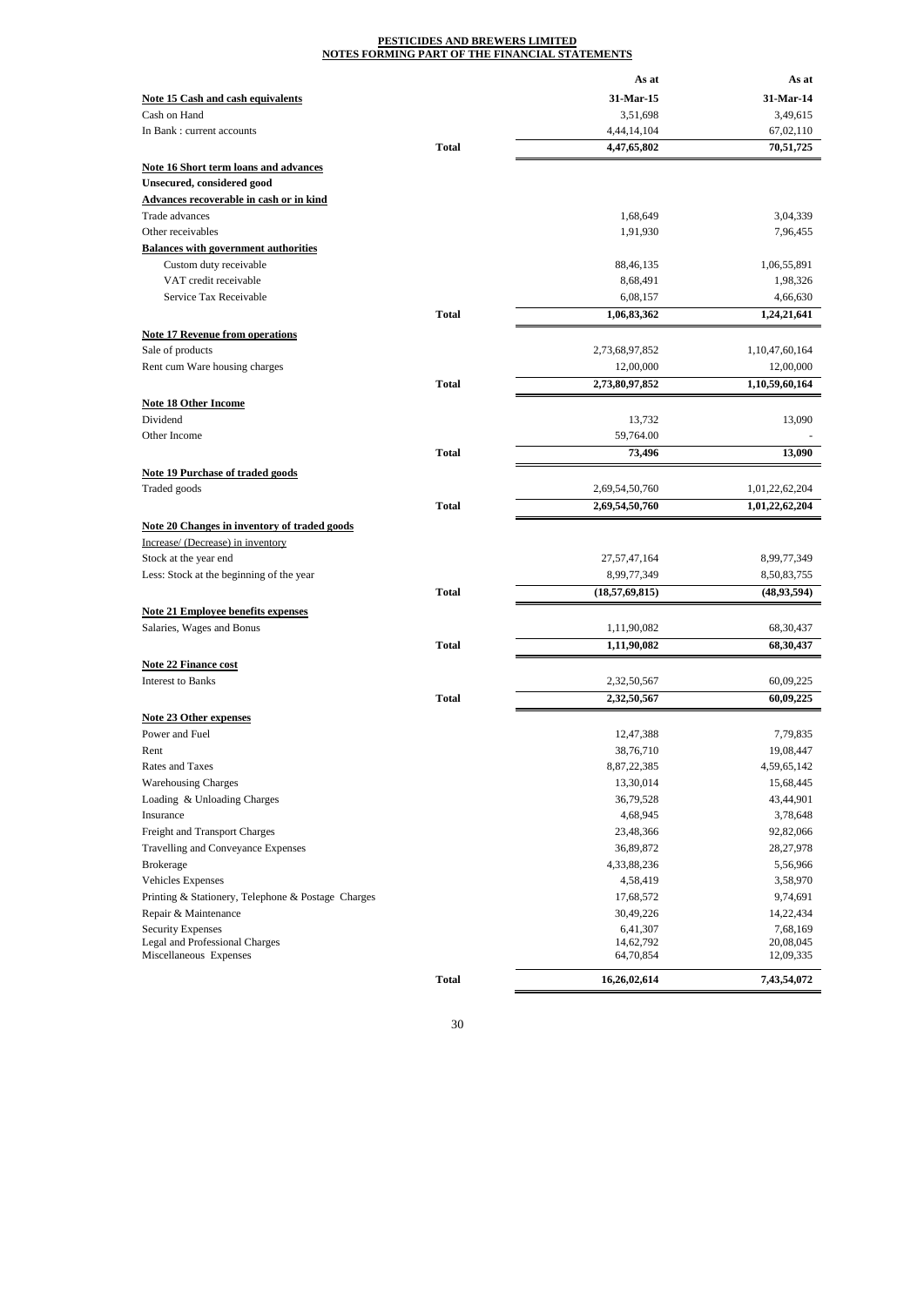**PESTICIDES AND BREWERS LIMITED**
**NOTES FORMING PART OF THE FINANCIAL STATEMENTS**

| | | As at 31-Mar-15 | As at 31-Mar-14 |
|---|---|---|---|
| **Note 15 Cash and cash equivalents** | | | |
| Cash on Hand | | 3,51,698 | 3,49,615 |
| In Bank : current accounts | | 4,44,14,104 | 67,02,110 |
| | **Total** | **4,47,65,802** | **70,51,725** |
| **Note 16 Short term loans and advances** | | | |
| **Unsecured, considered good** | | | |
| **Advances recoverable in cash or in kind** | | | |
| Trade advances | | 1,68,649 | 3,04,339 |
| Other receivables | | 1,91,930 | 7,96,455 |
| **Balances with government authorities** | | | |
| Custom duty receivable | | 88,46,135 | 1,06,55,891 |
| VAT credit receivable | | 8,68,491 | 1,98,326 |
| Service Tax Receivable | | 6,08,157 | 4,66,630 |
| | **Total** | **1,06,83,362** | **1,24,21,641** |
| **Note 17 Revenue from operations** | | | |
| Sale of products | | 2,73,68,97,852 | 1,10,47,60,164 |
| Rent cum Ware housing charges | | 12,00,000 | 12,00,000 |
| | **Total** | **2,73,80,97,852** | **1,10,59,60,164** |
| **Note 18 Other Income** | | | |
| Dividend | | 13,732 | 13,090 |
| Other Income | | 59,764.00 | - |
| | **Total** | **73,496** | **13,090** |
| **Note 19 Purchase of traded goods** | | | |
| Traded goods | | 2,69,54,50,760 | 1,01,22,62,204 |
| | **Total** | **2,69,54,50,760** | **1,01,22,62,204** |
| **Note 20 Changes in inventory of traded goods** | | | |
| Increase/ (Decrease) in inventory | | | |
| Stock at the year end | | 27,57,47,164 | 8,99,77,349 |
| Less: Stock at the beginning of the year | | 8,99,77,349 | 8,50,83,755 |
| | **Total** | **(18,57,69,815)** | **(48,93,594)** |
| **Note 21 Employee benefits expenses** | | | |
| Salaries, Wages and Bonus | | 1,11,90,082 | 68,30,437 |
| | **Total** | **1,11,90,082** | **68,30,437** |
| **Note 22 Finance cost** | | | |
| Interest to Banks | | 2,32,50,567 | 60,09,225 |
| | **Total** | **2,32,50,567** | **60,09,225** |
| **Note 23 Other expenses** | | | |
| Power and Fuel | | 12,47,388 | 7,79,835 |
| Rent | | 38,76,710 | 19,08,447 |
| Rates and Taxes | | 8,87,22,385 | 4,59,65,142 |
| Warehousing Charges | | 13,30,014 | 15,68,445 |
| Loading & Unloading Charges | | 36,79,528 | 43,44,901 |
| Insurance | | 4,68,945 | 3,78,648 |
| Freight and Transport Charges | | 23,48,366 | 92,82,066 |
| Travelling and Conveyance Expenses | | 36,89,872 | 28,27,978 |
| Brokerage | | 4,33,88,236 | 5,56,966 |
| Vehicles Expenses | | 4,58,419 | 3,58,970 |
| Printing & Stationery, Telephone & Postage Charges | | 17,68,572 | 9,74,691 |
| Repair & Maintenance | | 30,49,226 | 14,22,434 |
| Security Expenses | | 6,41,307 | 7,68,169 |
| Legal and Professional Charges | | 14,62,792 | 20,08,045 |
| Miscellaneous Expenses | | 64,70,854 | 12,09,335 |
| | **Total** | **16,26,02,614** | **7,43,54,072** |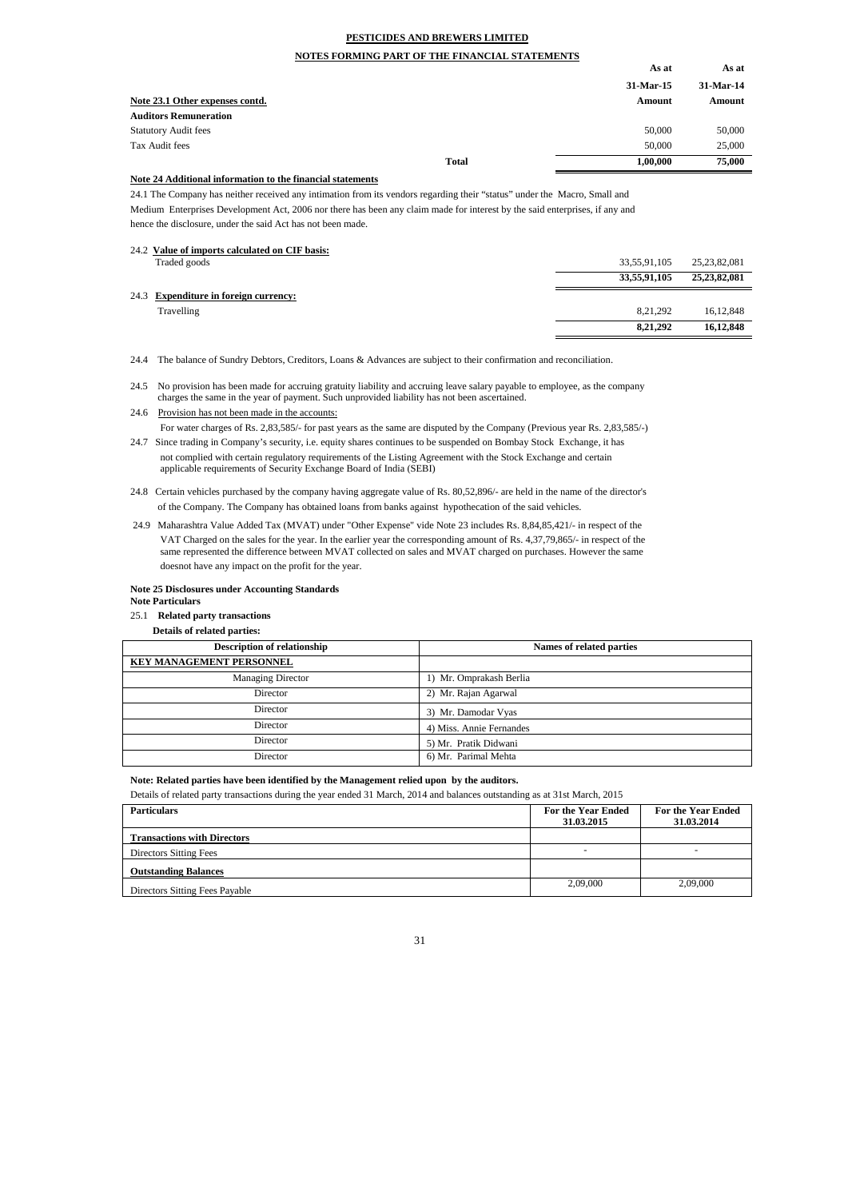**PESTICIDES AND BREWERS LIMITED**

**NOTES FORMING PART OF THE FINANCIAL STATEMENTS**

| | As at 31-Mar-15 | As at 31-Mar-14 |
|---|---|---|
| **Note 23.1 Other expenses contd.** | **Amount** | **Amount** |
| **Auditors Remuneration** | | |
| Statutory Audit fees | 50,000 | 50,000 |
| Tax Audit fees | 50,000 | 25,000 |
| **Total** | **1,00,000** | **75,000** |

**Note 24 Additional information to the financial statements**

24.1 The Company has neither received any intimation from its vendors regarding their "status" under the Macro, Small and Medium Enterprises Development Act, 2006 nor there has been any claim made for interest by the said enterprises, if any and hence the disclosure, under the said Act has not been made.

| | | |
|---|---|---|
| 24.2 **Value of imports calculated on CIF basis:** | | |
| Traded goods | 33,55,91,105 | 25,23,82,081 |
| | **33,55,91,105** | **25,23,82,081** |
| 24.3 **Expenditure in foreign currency:** | | |
| Travelling | 8,21,292 | 16,12,848 |
| | **8,21,292** | **16,12,848** |

24.4 The balance of Sundry Debtors, Creditors, Loans & Advances are subject to their confirmation and reconciliation.

24.5 No provision has been made for accruing gratuity liability and accruing leave salary payable to employee, as the company charges the same in the year of payment. Such unprovided liability has not been ascertained.

24.6 Provision has not been made in the accounts:
For water charges of Rs. 2,83,585/- for past years as the same are disputed by the Company (Previous year Rs. 2,83,585/-)

24.7 Since trading in Company's security, i.e. equity shares continues to be suspended on Bombay Stock Exchange, it has not complied with certain regulatory requirements of the Listing Agreement with the Stock Exchange and certain applicable requirements of Security Exchange Board of India (SEBI)

24.8 Certain vehicles purchased by the company having aggregate value of Rs. 80,52,896/- are held in the name of the director's of the Company. The Company has obtained loans from banks against hypothecation of the said vehicles.

24.9 Maharashtra Value Added Tax (MVAT) under "Other Expense" vide Note 23 includes Rs. 8,84,85,421/- in respect of the VAT Charged on the sales for the year. In the earlier year the corresponding amount of Rs. 4,37,79,865/- in respect of the same represented the difference between MVAT collected on sales and MVAT charged on purchases. However the same doesnot have any impact on the profit for the year.

**Note 25 Disclosures under Accounting Standards**

**Note Particulars**

25.1 **Related party transactions**

**Details of related parties:**

| Description of relationship | Names of related parties |
|---|---|
| **KEY MANAGEMENT PERSONNEL** | |
| Managing Director | 1) Mr. Omprakash Berlia |
| Director | 2) Mr. Rajan Agarwal |
| Director | 3) Mr. Damodar Vyas |
| Director | 4) Miss. Annie Fernandes |
| Director | 5) Mr. Pratik Didwani |
| Director | 6) Mr. Parimal Mehta |

**Note: Related parties have been identified by the Management relied upon by the auditors.**

Details of related party transactions during the year ended 31 March, 2014 and balances outstanding as at 31st March, 2015

| Particulars | For the Year Ended 31.03.2015 | For the Year Ended 31.03.2014 |
|---|---|---|
| **Transactions with Directors** | | |
| Directors Sitting Fees | - | - |
| **Outstanding Balances** | | |
| Directors Sitting Fees Payable | 2,09,000 | 2,09,000 |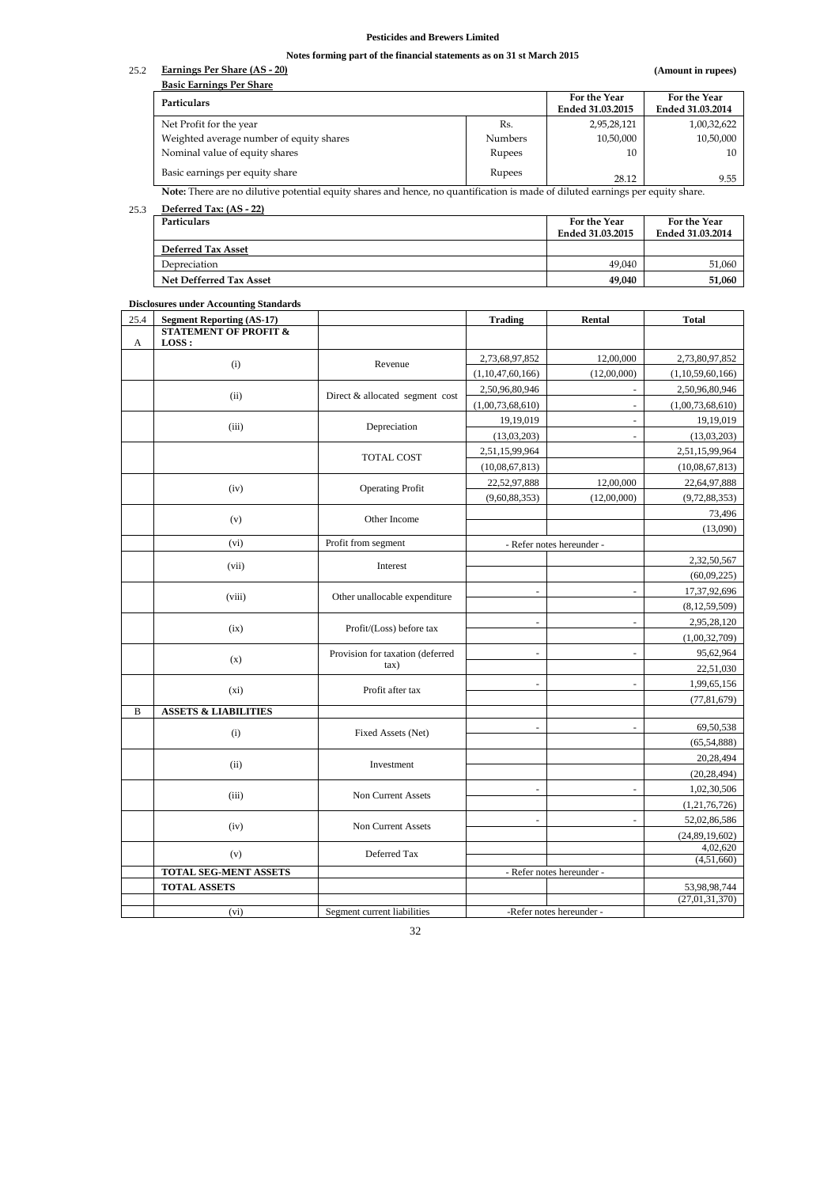**Pesticides and Brewers Limited**

**Notes forming part of the financial statements as on 31 st March 2015**

**25.2 Earnings Per Share (AS - 20)** **(Amount in rupees)**

**Basic Earnings Per Share**

| Particulars | | For the Year Ended 31.03.2015 | For the Year Ended 31.03.2014 |
|---|---|---|---|
| Net Profit for the year | Rs. | 2,95,28,121 | 1,00,32,622 |
| Weighted average number of equity shares | Numbers | 10,50,000 | 10,50,000 |
| Nominal value of equity shares | Rupees | 10 | 10 |
| Basic earnings per equity share | Rupees | 28.12 | 9.55 |

**Note:** There are no dilutive potential equity shares and hence, no quantification is made of diluted earnings per equity share.

**25.3 Deferred Tax: (AS - 22)**

| Particulars | For the Year Ended 31.03.2015 | For the Year Ended 31.03.2014 |
|---|---|---|
| **Deferred Tax Asset** | | |
| Depreciation | 49,040 | 51,060 |
| **Net Defferred Tax Asset** | **49,040** | **51,060** |

**Disclosures under Accounting Standards**

| 25.4 | Segment Reporting (AS-17) | | Trading | Rental | Total |
|---|---|---|---|---|---|
| A | **STATEMENT OF PROFIT & LOSS :** | | | | |
| | (i) | Revenue | 2,73,68,97,852 | 12,00,000 | 2,73,80,97,852 |
| | | | (1,10,47,60,166) | (12,00,000) | (1,10,59,60,166) |
| | (ii) | Direct & allocated segment cost | 2,50,96,80,946 | - | 2,50,96,80,946 |
| | | | (1,00,73,68,610) | - | (1,00,73,68,610) |
| | (iii) | Depreciation | 19,19,019 | - | 19,19,019 |
| | | | (13,03,203) | - | (13,03,203) |
| | | TOTAL COST | 2,51,15,99,964 | | 2,51,15,99,964 |
| | | | (10,08,67,813) | | (10,08,67,813) |
| | (iv) | Operating Profit | 22,52,97,888 | 12,00,000 | 22,64,97,888 |
| | | | (9,60,88,353) | (12,00,000) | (9,72,88,353) |
| | (v) | Other Income | | | 73,496 |
| | | | | | (13,090) |
| | (vi) | Profit from segment | - Refer notes hereunder - | | |
| | (vii) | Interest | | | 2,32,50,567 |
| | | | | | (60,09,225) |
| | (viii) | Other unallocable expenditure | - | - | 17,37,92,696 |
| | | | | | (8,12,59,509) |
| | (ix) | Profit/(Loss) before tax | - | - | 2,95,28,120 |
| | | | | | (1,00,32,709) |
| | (x) | Provision for taxation (deferred tax) | - | - | 95,62,964 |
| | | | | | 22,51,030 |
| | (xi) | Profit after tax | - | - | 1,99,65,156 |
| | | | | | (77,81,679) |
| B | **ASSETS & LIABILITIES** | | | | |
| | (i) | Fixed Assets (Net) | - | - | 69,50,538 |
| | | | | | (65,54,888) |
| | (ii) | Investment | | | 20,28,494 |
| | | | | | (20,28,494) |
| | (iii) | Non Current Assets | - | - | 1,02,30,506 |
| | | | | | (1,21,76,726) |
| | (iv) | Non Current Assets | - | - | 52,02,86,586 |
| | | | | | (24,89,19,602) |
| | (v) | Deferred Tax | | | 4,02,620 |
| | | | | | (4,51,660) |
| | **TOTAL SEG-MENT ASSETS** | | - Refer notes hereunder - | | |
| | **TOTAL ASSETS** | | | | 53,98,98,744 |
| | | | | | (27,01,31,370) |
| | (vi) | Segment current liabilities | -Refer notes hereunder - | | |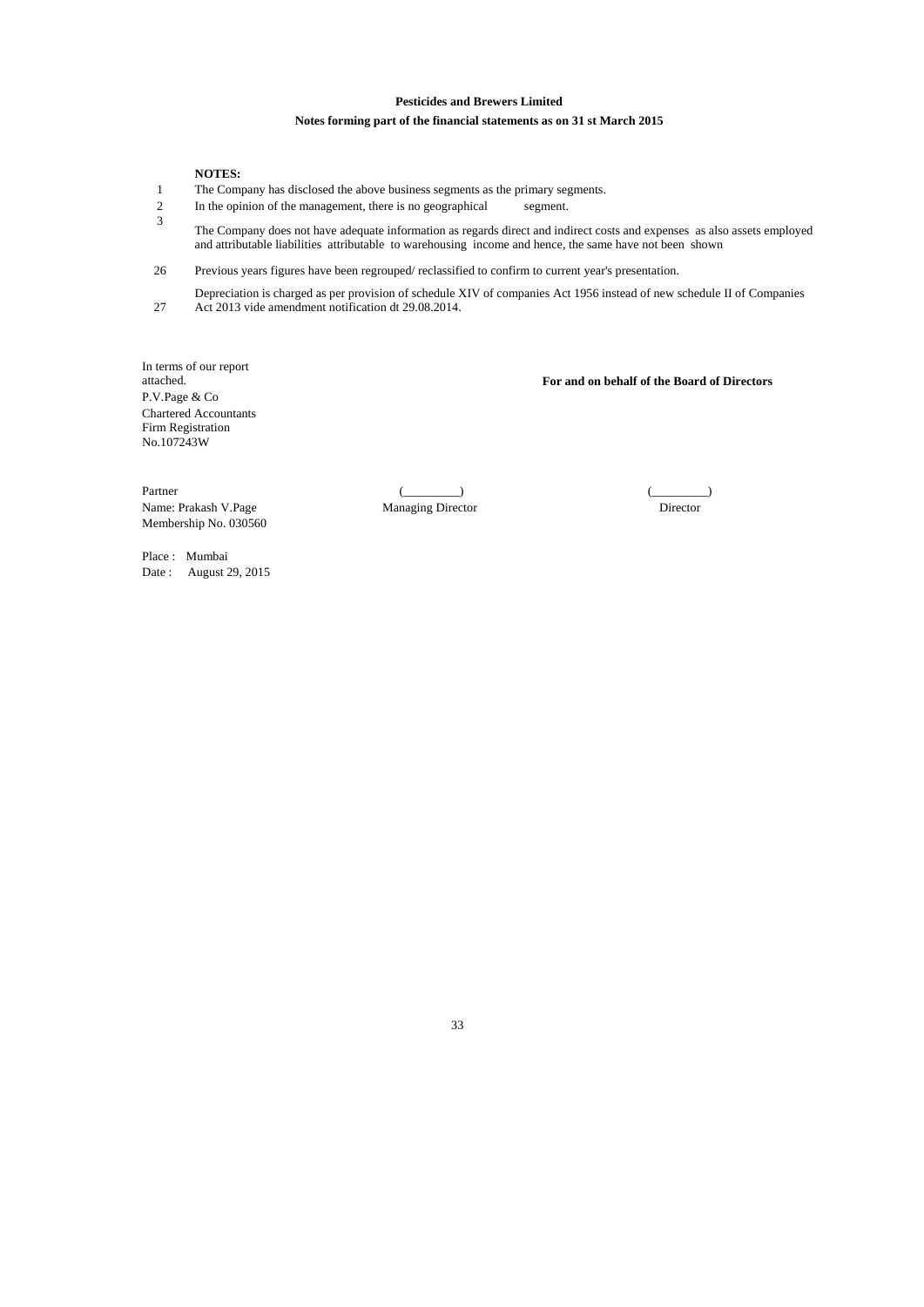**Pesticides and Brewers Limited**

**Notes forming part of the financial statements as on 31 st March 2015**

**NOTES:**

1. The Company has disclosed the above business segments as the primary segments.
2. In the opinion of the management, there is no geographical segment.
3. The Company does not have adequate information as regards direct and indirect costs and expenses as also assets employed and attributable liabilities attributable to warehousing income and hence, the same have not been shown

26 Previous years figures have been regrouped/ reclassified to confirm to current year's presentation.

27 Depreciation is charged as per provision of schedule XIV of companies Act 1956 instead of new schedule II of Companies Act 2013 vide amendment notification dt 29.08.2014.

In terms of our report attached.
P.V.Page & Co
Chartered Accountants
Firm Registration No.107243W

**For and on behalf of the Board of Directors**

Partner
Name: Prakash V.Page
Membership No. 030560

(_________)
Managing Director

(_________)
Director

Place : Mumbai
Date : August 29, 2015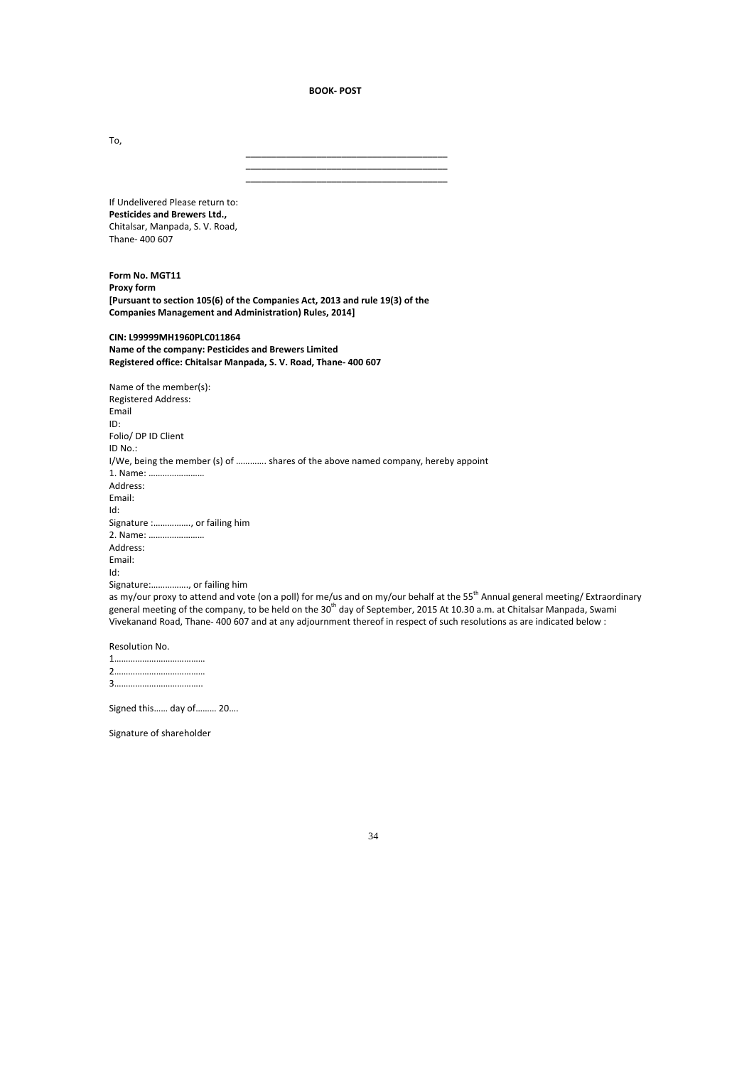**BOOK- POST**

To,

\_\_\_\_\_\_\_\_\_\_\_\_\_\_\_\_\_\_\_\_\_\_\_\_\_\_\_\_\_\_\_\_\_\_\_\_\_\_\_\_
\_\_\_\_\_\_\_\_\_\_\_\_\_\_\_\_\_\_\_\_\_\_\_\_\_\_\_\_\_\_\_\_\_\_\_\_\_\_\_\_
\_\_\_\_\_\_\_\_\_\_\_\_\_\_\_\_\_\_\_\_\_\_\_\_\_\_\_\_\_\_\_\_\_\_\_\_\_\_\_\_

If Undelivered Please return to:
**Pesticides and Brewers Ltd.,**
Chitalsar, Manpada, S. V. Road,
Thane- 400 607

**Form No. MGT11**
**Proxy form**
**[Pursuant to section 105(6) of the Companies Act, 2013 and rule 19(3) of the Companies Management and Administration) Rules, 2014]**

**CIN: L99999MH1960PLC011864**
**Name of the company: Pesticides and Brewers Limited**
**Registered office: Chitalsar Manpada, S. V. Road, Thane- 400 607**

Name of the member(s):
Registered Address:
Email
ID:
Folio/ DP ID Client
ID No.:
I/We, being the member (s) of …………. shares of the above named company, hereby appoint
1. Name: ……………………
Address:
Email:
Id:
Signature :……………., or failing him
2. Name: ……………………
Address:
Email:
Id:
Signature:……………., or failing him
as my/our proxy to attend and vote (on a poll) for me/us and on my/our behalf at the 55th Annual general meeting/ Extraordinary general meeting of the company, to be held on the 30th day of September, 2015 At 10.30 a.m. at Chitalsar Manpada, Swami Vivekanand Road, Thane- 400 607 and at any adjournment thereof in respect of such resolutions as are indicated below :

Resolution No.
1…………………………………
2…………………………………
3………………………………..

Signed this…… day of……… 20….

Signature of shareholder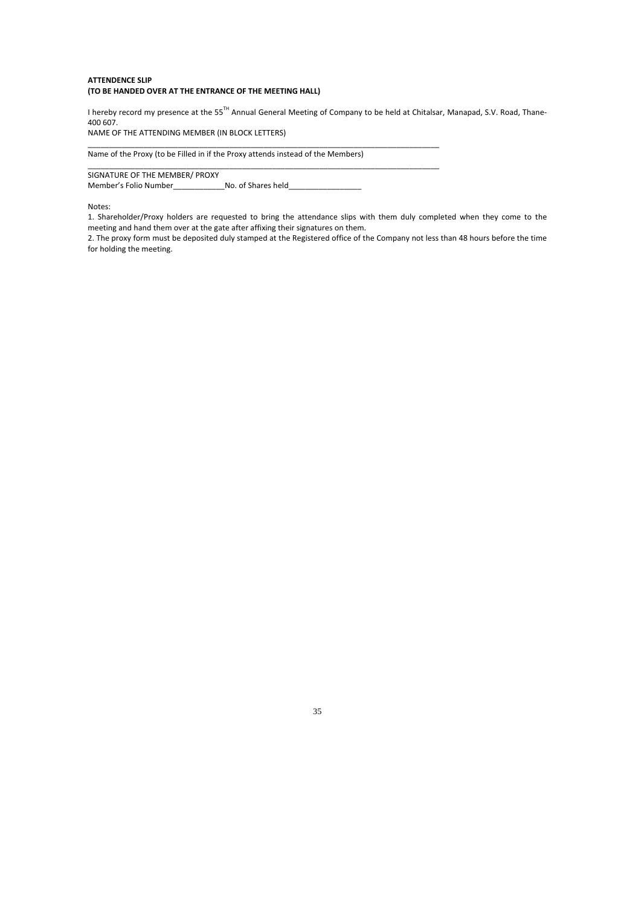**ATTENDENCE SLIP**
**(TO BE HANDED OVER AT THE ENTRANCE OF THE MEETING HALL)**

I hereby record my presence at the 55$^{TH}$ Annual General Meeting of Company to be held at Chitalsar, Manapad, S.V. Road, Thane-400 607.

NAME OF THE ATTENDING MEMBER (IN BLOCK LETTERS)

___________________________________________________________________________________

Name of the Proxy (to be Filled in if the Proxy attends instead of the Members)

___________________________________________________________________________________

SIGNATURE OF THE MEMBER/ PROXY

Member's Folio Number____________No. of Shares held_________________

Notes:

1. Shareholder/Proxy holders are requested to bring the attendance slips with them duly completed when they come to the meeting and hand them over at the gate after affixing their signatures on them.
2. The proxy form must be deposited duly stamped at the Registered office of the Company not less than 48 hours before the time for holding the meeting.